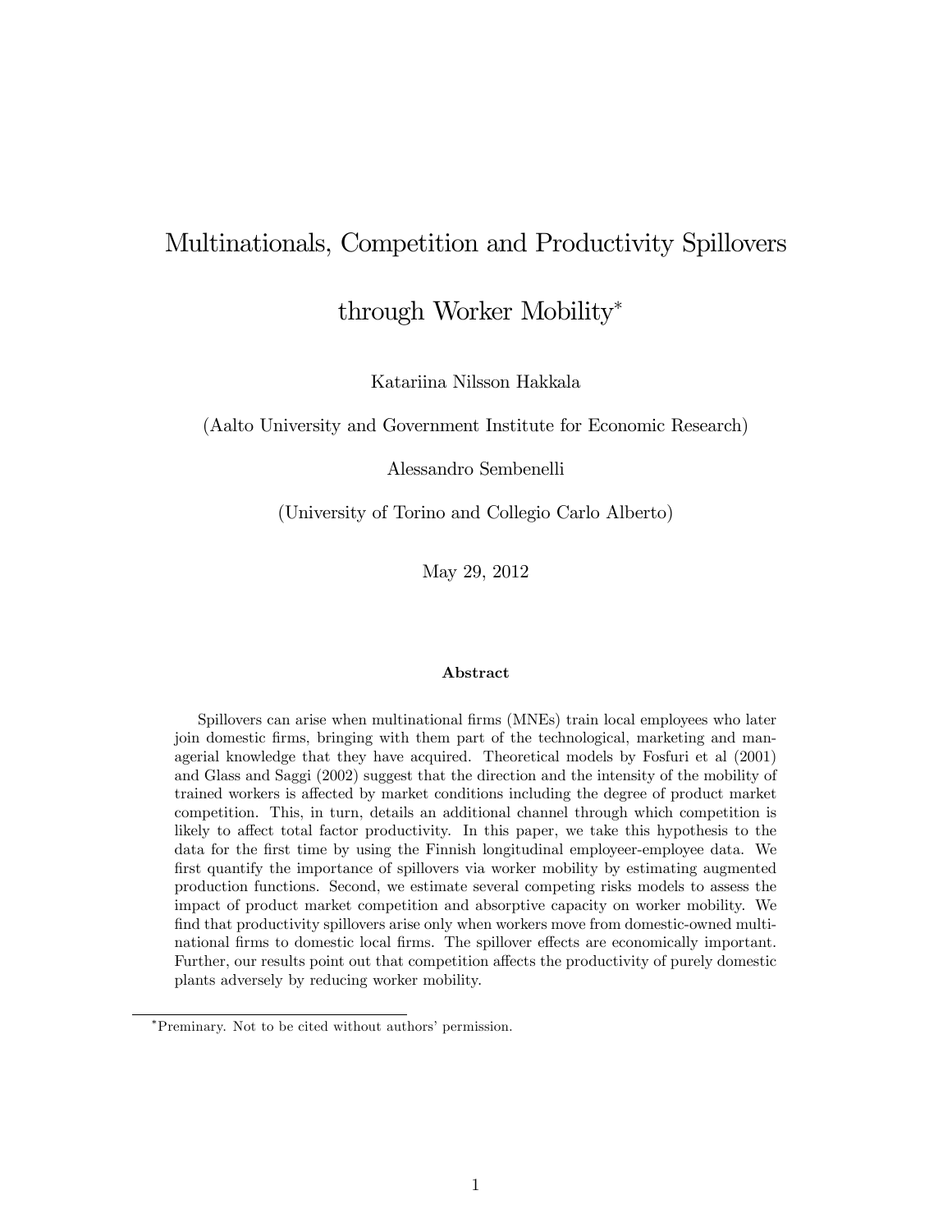# Multinationals, Competition and Productivity Spillovers through Worker Mobility[*]

Katariina Nilsson Hakkala

(Aalto University and Government Institute for Economic Research)

Alessandro Sembenelli

(University of Torino and Collegio Carlo Alberto)

May 29, 2012

### Abstract

Spillovers can arise when multinational firms (MNEs) train local employees who later join domestic firms, bringing with them part of the technological, marketing and managerial knowledge that they have acquired. Theoretical models by Fosfuri et al (2001) and Glass and Saggi (2002) suggest that the direction and the intensity of the mobility of trained workers is affected by market conditions including the degree of product market competition. This, in turn, details an additional channel through which competition is likely to affect total factor productivity. In this paper, we take this hypothesis to the data for the first time by using the Finnish longitudinal employeer-employee data. We first quantify the importance of spillovers via worker mobility by estimating augmented production functions. Second, we estimate several competing risks models to assess the impact of product market competition and absorptive capacity on worker mobility. We find that productivity spillovers arise only when workers move from domestic-owned multinational firms to domestic local firms. The spillover effects are economically important. Further, our results point out that competition affects the productivity of purely domestic plants adversely by reducing worker mobility.

---

[*] Preminary. Not to be cited without authors' permission.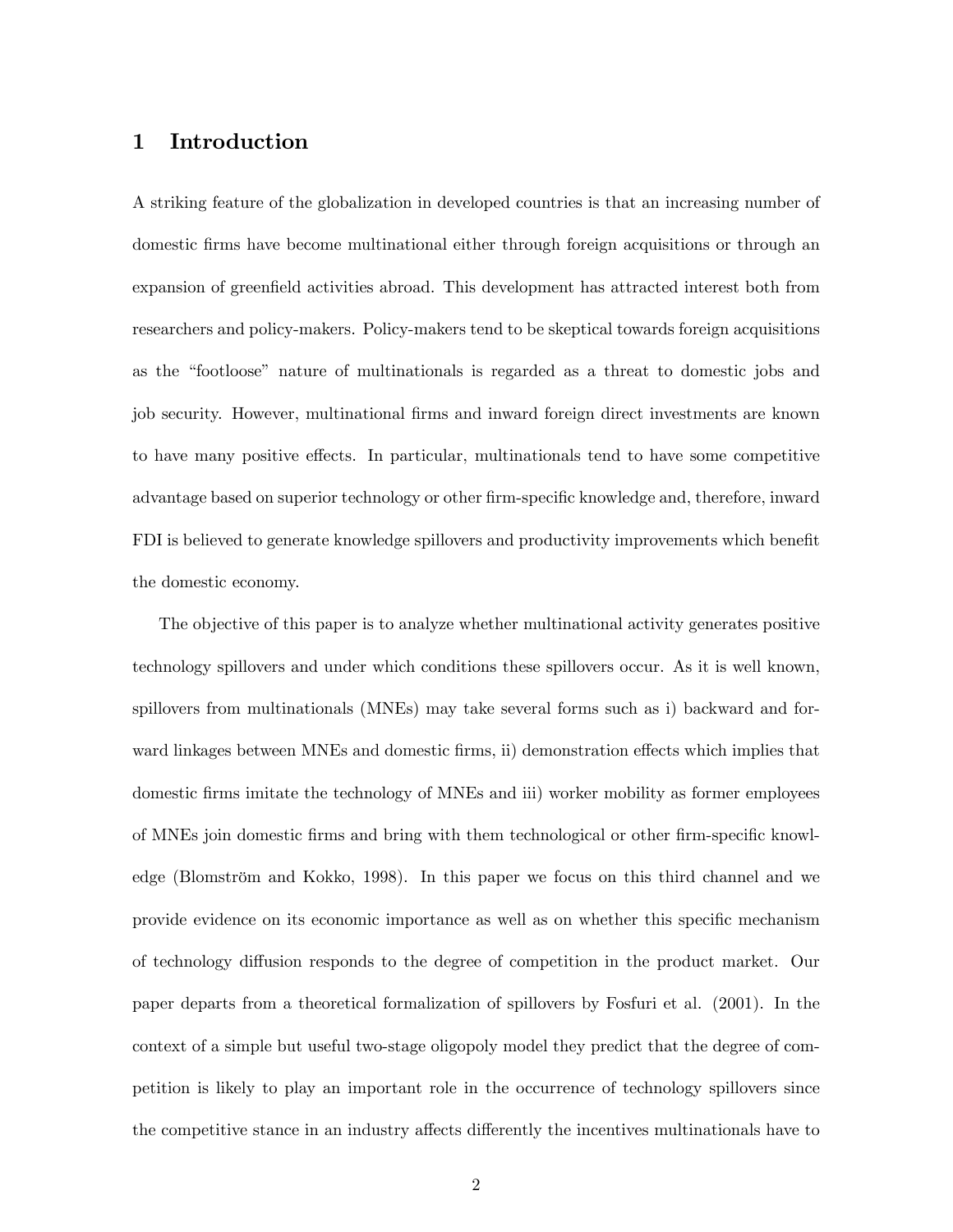# 1 Introduction

A striking feature of the globalization in developed countries is that an increasing number of domestic firms have become multinational either through foreign acquisitions or through an expansion of greenfield activities abroad. This development has attracted interest both from researchers and policy-makers. Policy-makers tend to be skeptical towards foreign acquisitions as the "footloose" nature of multinationals is regarded as a threat to domestic jobs and job security. However, multinational firms and inward foreign direct investments are known to have many positive effects. In particular, multinationals tend to have some competitive advantage based on superior technology or other firm-specific knowledge and, therefore, inward FDI is believed to generate knowledge spillovers and productivity improvements which benefit the domestic economy.

The objective of this paper is to analyze whether multinational activity generates positive technology spillovers and under which conditions these spillovers occur. As it is well known, spillovers from multinationals (MNEs) may take several forms such as i) backward and forward linkages between MNEs and domestic firms, ii) demonstration effects which implies that domestic firms imitate the technology of MNEs and iii) worker mobility as former employees of MNEs join domestic firms and bring with them technological or other firm-specific knowledge (Blomström and Kokko, 1998). In this paper we focus on this third channel and we provide evidence on its economic importance as well as on whether this specific mechanism of technology diffusion responds to the degree of competition in the product market. Our paper departs from a theoretical formalization of spillovers by Fosfuri et al. (2001). In the context of a simple but useful two-stage oligopoly model they predict that the degree of competition is likely to play an important role in the occurrence of technology spillovers since the competitive stance in an industry affects differently the incentives multinationals have to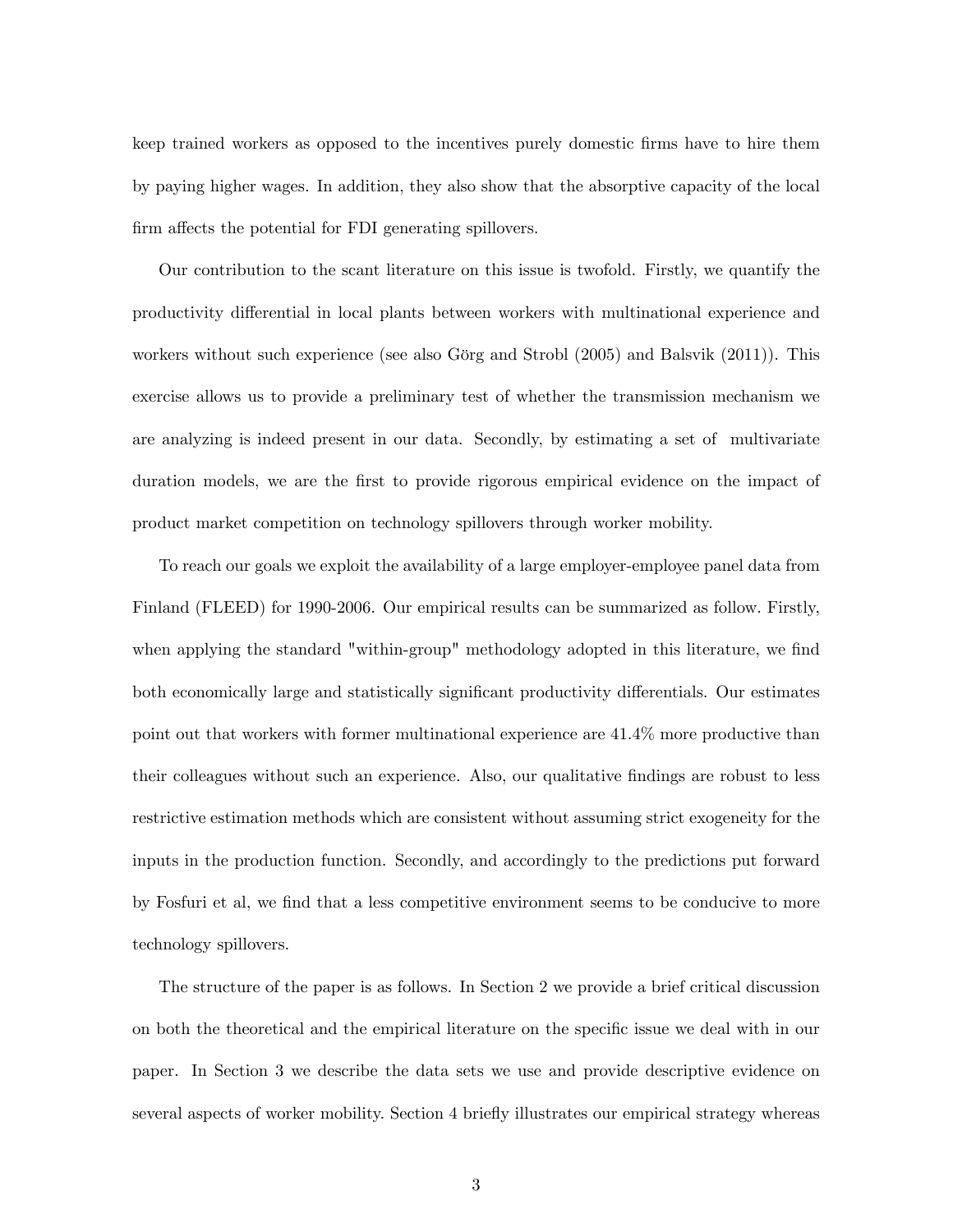keep trained workers as opposed to the incentives purely domestic firms have to hire them by paying higher wages. In addition, they also show that the absorptive capacity of the local firm affects the potential for FDI generating spillovers.

Our contribution to the scant literature on this issue is twofold. Firstly, we quantify the productivity differential in local plants between workers with multinational experience and workers without such experience (see also Görg and Strobl (2005) and Balsvik (2011)). This exercise allows us to provide a preliminary test of whether the transmission mechanism we are analyzing is indeed present in our data. Secondly, by estimating a set of multivariate duration models, we are the first to provide rigorous empirical evidence on the impact of product market competition on technology spillovers through worker mobility.

To reach our goals we exploit the availability of a large employer-employee panel data from Finland (FLEED) for 1990-2006. Our empirical results can be summarized as follow. Firstly, when applying the standard "within-group" methodology adopted in this literature, we find both economically large and statistically significant productivity differentials. Our estimates point out that workers with former multinational experience are 41.4% more productive than their colleagues without such an experience. Also, our qualitative findings are robust to less restrictive estimation methods which are consistent without assuming strict exogeneity for the inputs in the production function. Secondly, and accordingly to the predictions put forward by Fosfuri et al, we find that a less competitive environment seems to be conducive to more technology spillovers.

The structure of the paper is as follows. In Section 2 we provide a brief critical discussion on both the theoretical and the empirical literature on the specific issue we deal with in our paper. In Section 3 we describe the data sets we use and provide descriptive evidence on several aspects of worker mobility. Section 4 briefly illustrates our empirical strategy whereas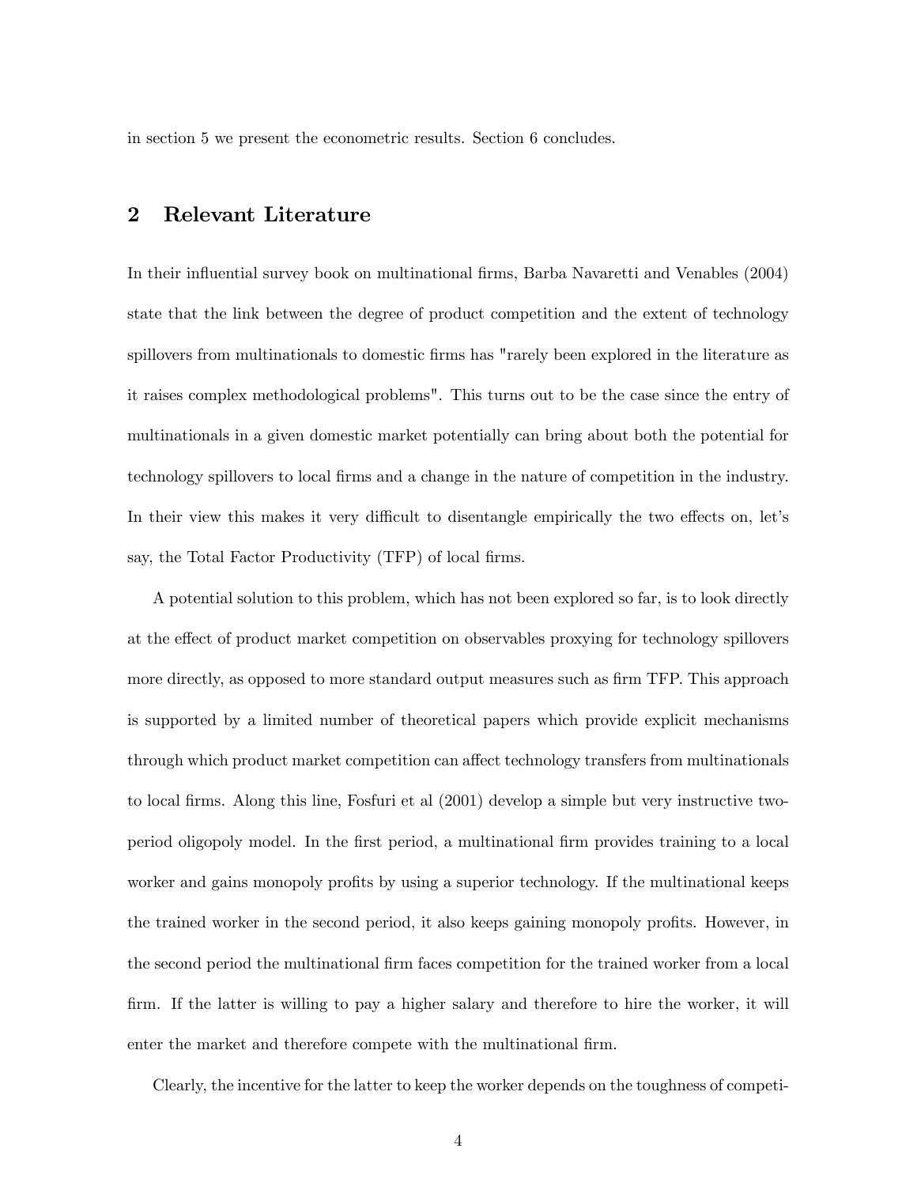in section 5 we present the econometric results. Section 6 concludes.

## 2 Relevant Literature

In their influential survey book on multinational firms, Barba Navaretti and Venables (2004) state that the link between the degree of product competition and the extent of technology spillovers from multinationals to domestic firms has "rarely been explored in the literature as it raises complex methodological problems". This turns out to be the case since the entry of multinationals in a given domestic market potentially can bring about both the potential for technology spillovers to local firms and a change in the nature of competition in the industry. In their view this makes it very difficult to disentangle empirically the two effects on, let's say, the Total Factor Productivity (TFP) of local firms.

A potential solution to this problem, which has not been explored so far, is to look directly at the effect of product market competition on observables proxying for technology spillovers more directly, as opposed to more standard output measures such as firm TFP. This approach is supported by a limited number of theoretical papers which provide explicit mechanisms through which product market competition can affect technology transfers from multinationals to local firms. Along this line, Fosfuri et al (2001) develop a simple but very instructive two-period oligopoly model. In the first period, a multinational firm provides training to a local worker and gains monopoly profits by using a superior technology. If the multinational keeps the trained worker in the second period, it also keeps gaining monopoly profits. However, in the second period the multinational firm faces competition for the trained worker from a local firm. If the latter is willing to pay a higher salary and therefore to hire the worker, it will enter the market and therefore compete with the multinational firm.

Clearly, the incentive for the latter to keep the worker depends on the toughness of competi-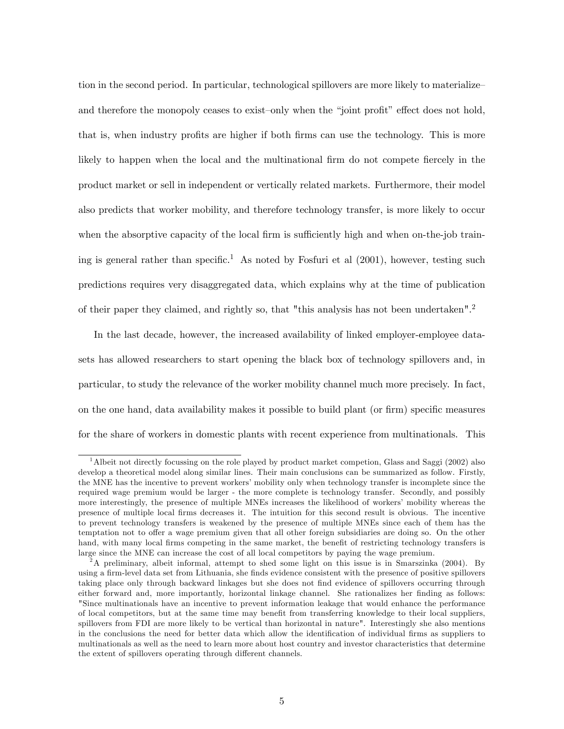tion in the second period. In particular, technological spillovers are more likely to materialize–and therefore the monopoly ceases to exist–only when the "joint profit" effect does not hold, that is, when industry profits are higher if both firms can use the technology. This is more likely to happen when the local and the multinational firm do not compete fiercely in the product market or sell in independent or vertically related markets. Furthermore, their model also predicts that worker mobility, and therefore technology transfer, is more likely to occur when the absorptive capacity of the local firm is sufficiently high and when on-the-job training is general rather than specific.[1] As noted by Fosfuri et al (2001), however, testing such predictions requires very disaggregated data, which explains why at the time of publication of their paper they claimed, and rightly so, that "this analysis has not been undertaken".[2]

In the last decade, however, the increased availability of linked employer-employee datasets has allowed researchers to start opening the black box of technology spillovers and, in particular, to study the relevance of the worker mobility channel much more precisely. In fact, on the one hand, data availability makes it possible to build plant (or firm) specific measures for the share of workers in domestic plants with recent experience from multinationals. This

---

[1] Albeit not directly focussing on the role played by product market competion, Glass and Saggi (2002) also develop a theoretical model along similar lines. Their main conclusions can be summarized as follow. Firstly, the MNE has the incentive to prevent workers' mobility only when technology transfer is incomplete since the required wage premium would be larger - the more complete is technology transfer. Secondly, and possibly more interestingly, the presence of multiple MNEs increases the likelihood of workers' mobility whereas the presence of multiple local firms decreases it. The intuition for this second result is obvious. The incentive to prevent technology transfers is weakened by the presence of multiple MNEs since each of them has the temptation not to offer a wage premium given that all other foreign subsidiaries are doing so. On the other hand, with many local firms competing in the same market, the benefit of restricting technology transfers is large since the MNE can increase the cost of all local competitors by paying the wage premium.

[2] A preliminary, albeit informal, attempt to shed some light on this issue is in Smarszinka (2004). By using a firm-level data set from Lithuania, she finds evidence consistent with the presence of positive spillovers taking place only through backward linkages but she does not find evidence of spillovers occurring through either forward and, more importantly, horizontal linkage channel. She rationalizes her finding as follows: "Since multinationals have an incentive to prevent information leakage that would enhance the performance of local competitors, but at the same time may benefit from transferring knowledge to their local suppliers, spillovers from FDI are more likely to be vertical than horizontal in nature". Interestingly she also mentions in the conclusions the need for better data which allow the identification of individual firms as suppliers to multinationals as well as the need to learn more about host country and investor characteristics that determine the extent of spillovers operating through different channels.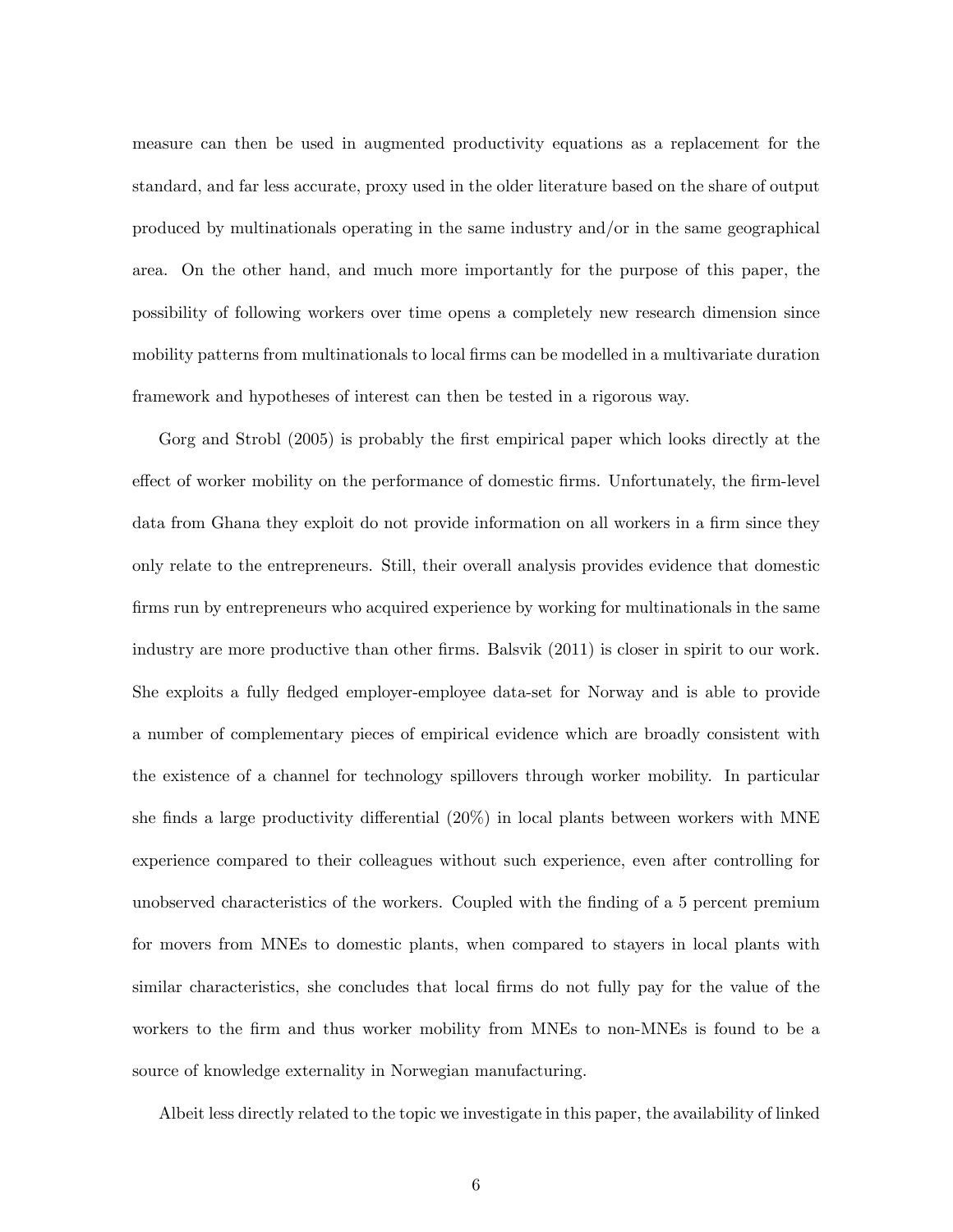measure can then be used in augmented productivity equations as a replacement for the standard, and far less accurate, proxy used in the older literature based on the share of output produced by multinationals operating in the same industry and/or in the same geographical area. On the other hand, and much more importantly for the purpose of this paper, the possibility of following workers over time opens a completely new research dimension since mobility patterns from multinationals to local firms can be modelled in a multivariate duration framework and hypotheses of interest can then be tested in a rigorous way.

Gorg and Strobl (2005) is probably the first empirical paper which looks directly at the effect of worker mobility on the performance of domestic firms. Unfortunately, the firm-level data from Ghana they exploit do not provide information on all workers in a firm since they only relate to the entrepreneurs. Still, their overall analysis provides evidence that domestic firms run by entrepreneurs who acquired experience by working for multinationals in the same industry are more productive than other firms. Balsvik (2011) is closer in spirit to our work. She exploits a fully fledged employer-employee data-set for Norway and is able to provide a number of complementary pieces of empirical evidence which are broadly consistent with the existence of a channel for technology spillovers through worker mobility. In particular she finds a large productivity differential (20%) in local plants between workers with MNE experience compared to their colleagues without such experience, even after controlling for unobserved characteristics of the workers. Coupled with the finding of a 5 percent premium for movers from MNEs to domestic plants, when compared to stayers in local plants with similar characteristics, she concludes that local firms do not fully pay for the value of the workers to the firm and thus worker mobility from MNEs to non-MNEs is found to be a source of knowledge externality in Norwegian manufacturing.

Albeit less directly related to the topic we investigate in this paper, the availability of linked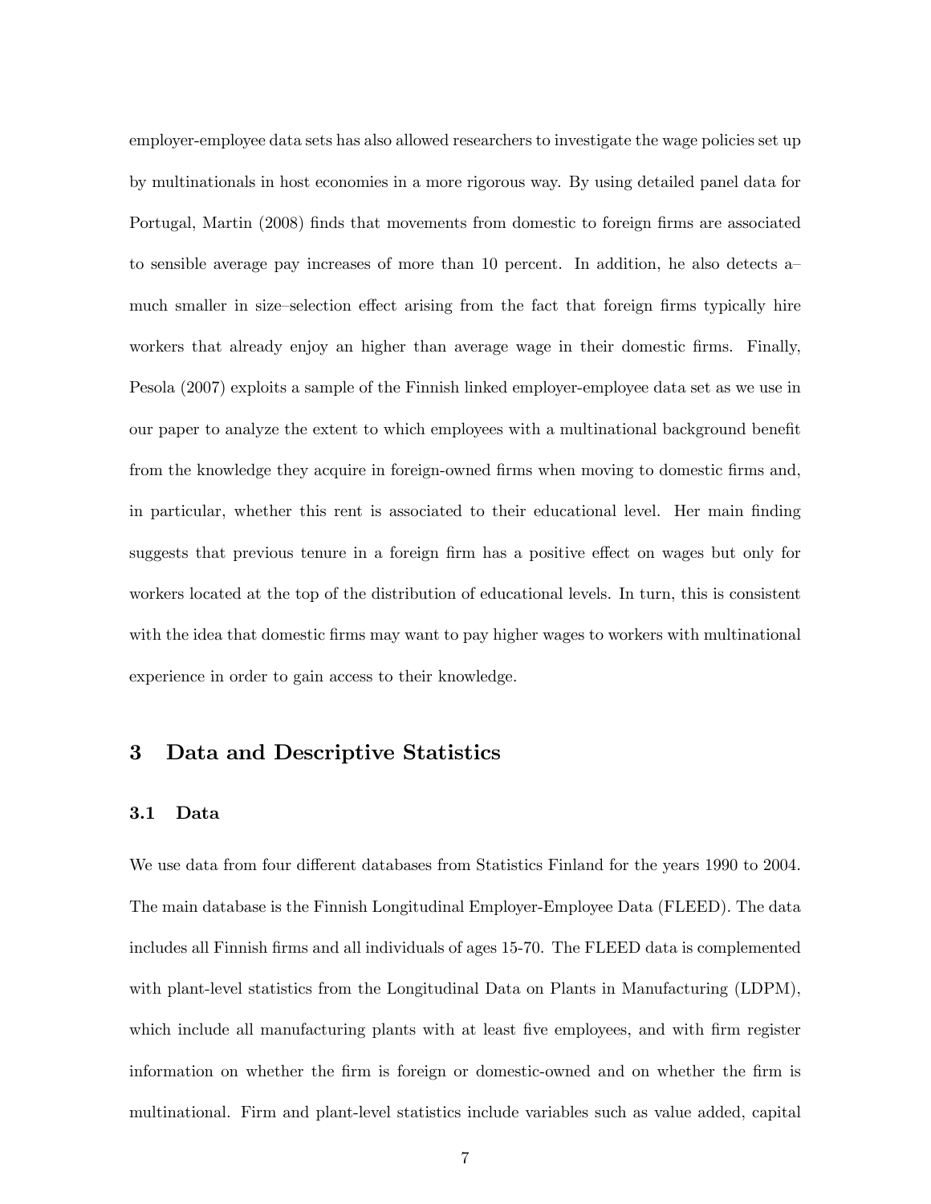employer-employee data sets has also allowed researchers to investigate the wage policies set up by multinationals in host economies in a more rigorous way. By using detailed panel data for Portugal, Martin (2008) finds that movements from domestic to foreign firms are associated to sensible average pay increases of more than 10 percent. In addition, he also detects a– much smaller in size–selection effect arising from the fact that foreign firms typically hire workers that already enjoy an higher than average wage in their domestic firms. Finally, Pesola (2007) exploits a sample of the Finnish linked employer-employee data set as we use in our paper to analyze the extent to which employees with a multinational background benefit from the knowledge they acquire in foreign-owned firms when moving to domestic firms and, in particular, whether this rent is associated to their educational level. Her main finding suggests that previous tenure in a foreign firm has a positive effect on wages but only for workers located at the top of the distribution of educational levels. In turn, this is consistent with the idea that domestic firms may want to pay higher wages to workers with multinational experience in order to gain access to their knowledge.

## 3 Data and Descriptive Statistics

### 3.1 Data

We use data from four different databases from Statistics Finland for the years 1990 to 2004. The main database is the Finnish Longitudinal Employer-Employee Data (FLEED). The data includes all Finnish firms and all individuals of ages 15-70. The FLEED data is complemented with plant-level statistics from the Longitudinal Data on Plants in Manufacturing (LDPM), which include all manufacturing plants with at least five employees, and with firm register information on whether the firm is foreign or domestic-owned and on whether the firm is multinational. Firm and plant-level statistics include variables such as value added, capital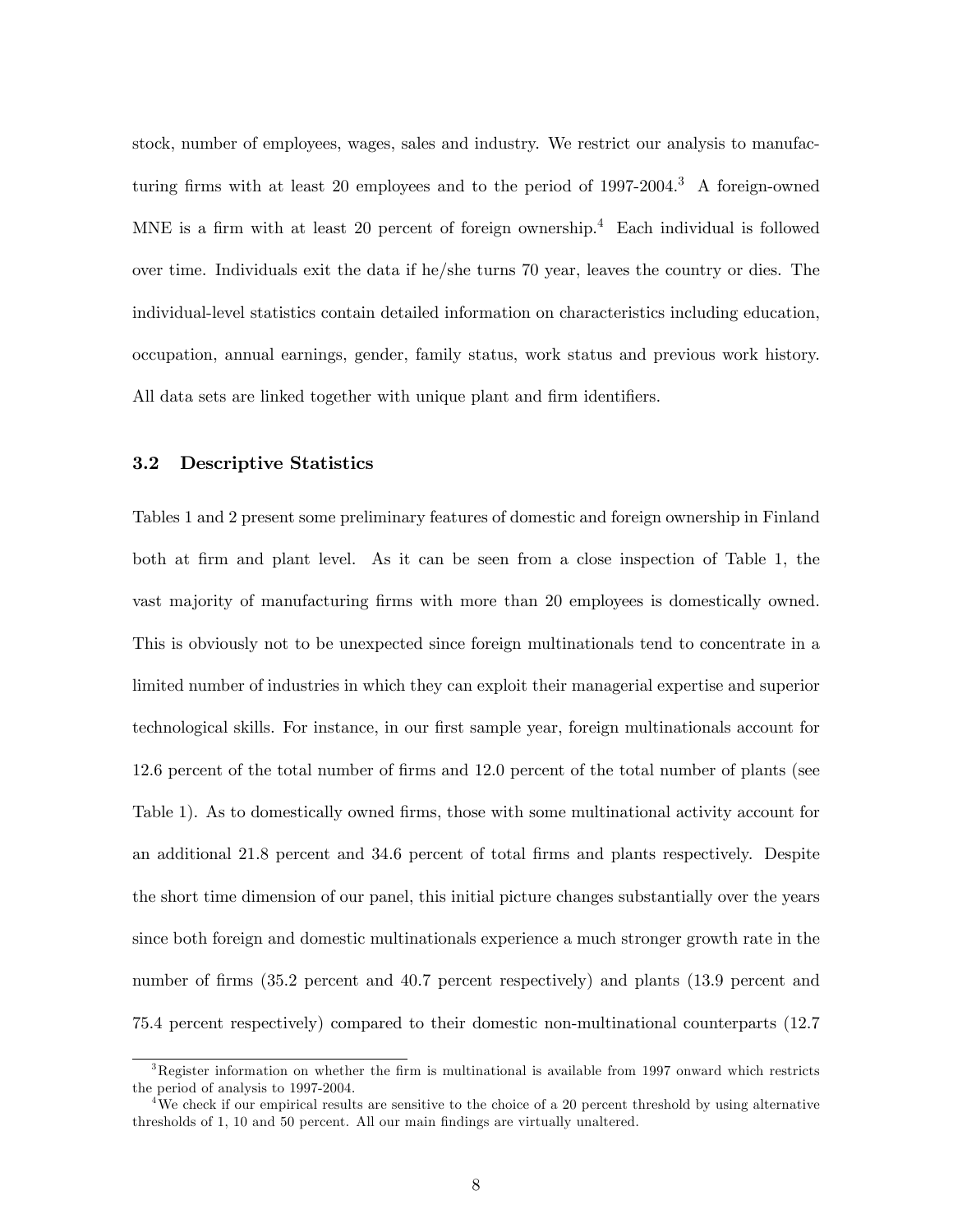stock, number of employees, wages, sales and industry. We restrict our analysis to manufacturing firms with at least 20 employees and to the period of 1997-2004.[3] A foreign-owned MNE is a firm with at least 20 percent of foreign ownership.[4] Each individual is followed over time. Individuals exit the data if he/she turns 70 year, leaves the country or dies. The individual-level statistics contain detailed information on characteristics including education, occupation, annual earnings, gender, family status, work status and previous work history. All data sets are linked together with unique plant and firm identifiers.

### 3.2 Descriptive Statistics

Tables 1 and 2 present some preliminary features of domestic and foreign ownership in Finland both at firm and plant level. As it can be seen from a close inspection of Table 1, the vast majority of manufacturing firms with more than 20 employees is domestically owned. This is obviously not to be unexpected since foreign multinationals tend to concentrate in a limited number of industries in which they can exploit their managerial expertise and superior technological skills. For instance, in our first sample year, foreign multinationals account for 12.6 percent of the total number of firms and 12.0 percent of the total number of plants (see Table 1). As to domestically owned firms, those with some multinational activity account for an additional 21.8 percent and 34.6 percent of total firms and plants respectively. Despite the short time dimension of our panel, this initial picture changes substantially over the years since both foreign and domestic multinationals experience a much stronger growth rate in the number of firms (35.2 percent and 40.7 percent respectively) and plants (13.9 percent and 75.4 percent respectively) compared to their domestic non-multinational counterparts (12.7

[3] Register information on whether the firm is multinational is available from 1997 onward which restricts the period of analysis to 1997-2004.

[4] We check if our empirical results are sensitive to the choice of a 20 percent threshold by using alternative thresholds of 1, 10 and 50 percent. All our main findings are virtually unaltered.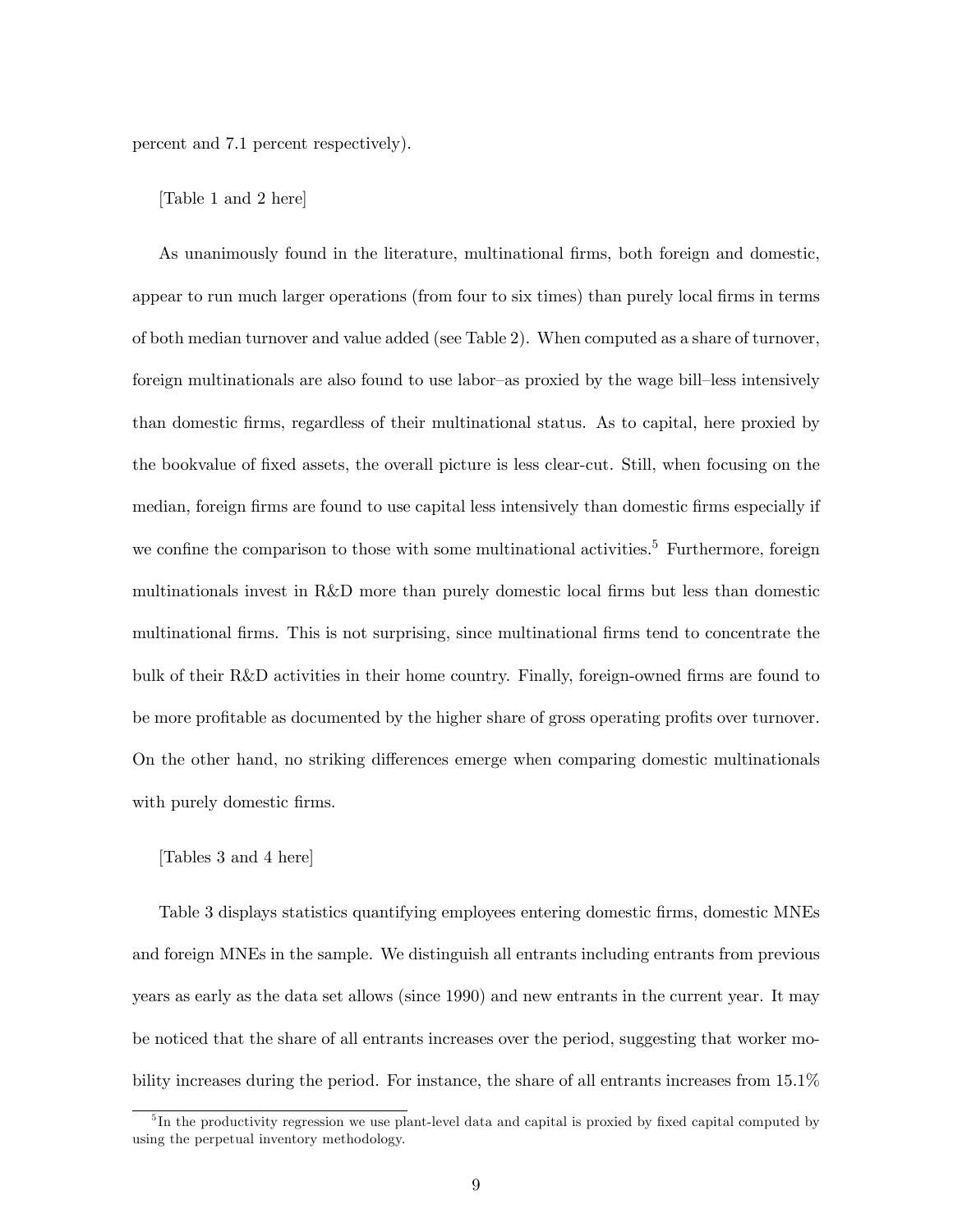percent and 7.1 percent respectively).

[Table 1 and 2 here]

As unanimously found in the literature, multinational firms, both foreign and domestic, appear to run much larger operations (from four to six times) than purely local firms in terms of both median turnover and value added (see Table 2). When computed as a share of turnover, foreign multinationals are also found to use labor–as proxied by the wage bill–less intensively than domestic firms, regardless of their multinational status. As to capital, here proxied by the bookvalue of fixed assets, the overall picture is less clear-cut. Still, when focusing on the median, foreign firms are found to use capital less intensively than domestic firms especially if we confine the comparison to those with some multinational activities.[5] Furthermore, foreign multinationals invest in R&D more than purely domestic local firms but less than domestic multinational firms. This is not surprising, since multinational firms tend to concentrate the bulk of their R&D activities in their home country. Finally, foreign-owned firms are found to be more profitable as documented by the higher share of gross operating profits over turnover. On the other hand, no striking differences emerge when comparing domestic multinationals with purely domestic firms.

[Tables 3 and 4 here]

Table 3 displays statistics quantifying employees entering domestic firms, domestic MNEs and foreign MNEs in the sample. We distinguish all entrants including entrants from previous years as early as the data set allows (since 1990) and new entrants in the current year. It may be noticed that the share of all entrants increases over the period, suggesting that worker mobility increases during the period. For instance, the share of all entrants increases from 15.1%

[5] In the productivity regression we use plant-level data and capital is proxied by fixed capital computed by using the perpetual inventory methodology.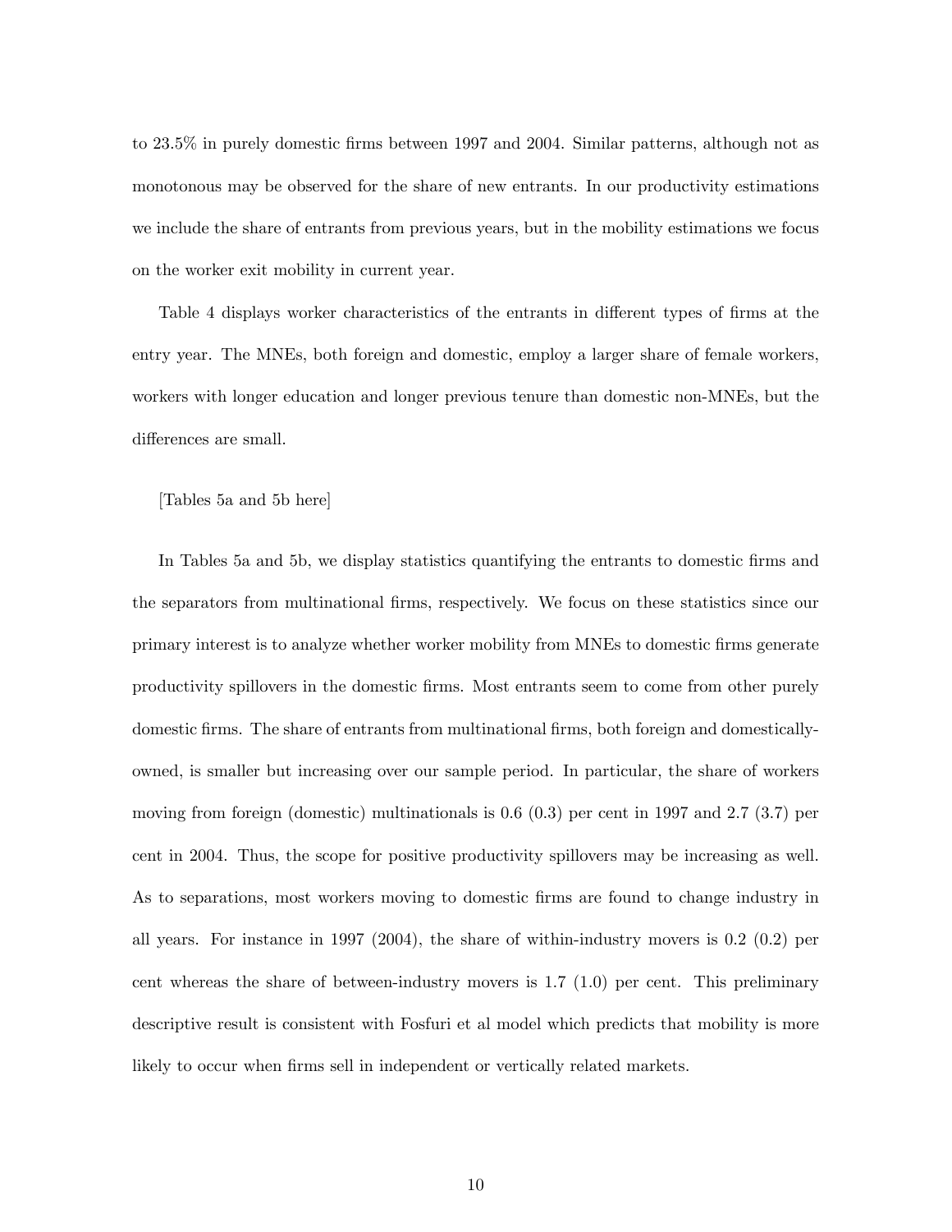to 23.5% in purely domestic firms between 1997 and 2004. Similar patterns, although not as monotonous may be observed for the share of new entrants. In our productivity estimations we include the share of entrants from previous years, but in the mobility estimations we focus on the worker exit mobility in current year.

Table 4 displays worker characteristics of the entrants in different types of firms at the entry year. The MNEs, both foreign and domestic, employ a larger share of female workers, workers with longer education and longer previous tenure than domestic non-MNEs, but the differences are small.

[Tables 5a and 5b here]

In Tables 5a and 5b, we display statistics quantifying the entrants to domestic firms and the separators from multinational firms, respectively. We focus on these statistics since our primary interest is to analyze whether worker mobility from MNEs to domestic firms generate productivity spillovers in the domestic firms. Most entrants seem to come from other purely domestic firms. The share of entrants from multinational firms, both foreign and domestically-owned, is smaller but increasing over our sample period. In particular, the share of workers moving from foreign (domestic) multinationals is 0.6 (0.3) per cent in 1997 and 2.7 (3.7) per cent in 2004. Thus, the scope for positive productivity spillovers may be increasing as well. As to separations, most workers moving to domestic firms are found to change industry in all years. For instance in 1997 (2004), the share of within-industry movers is 0.2 (0.2) per cent whereas the share of between-industry movers is 1.7 (1.0) per cent. This preliminary descriptive result is consistent with Fosfuri et al model which predicts that mobility is more likely to occur when firms sell in independent or vertically related markets.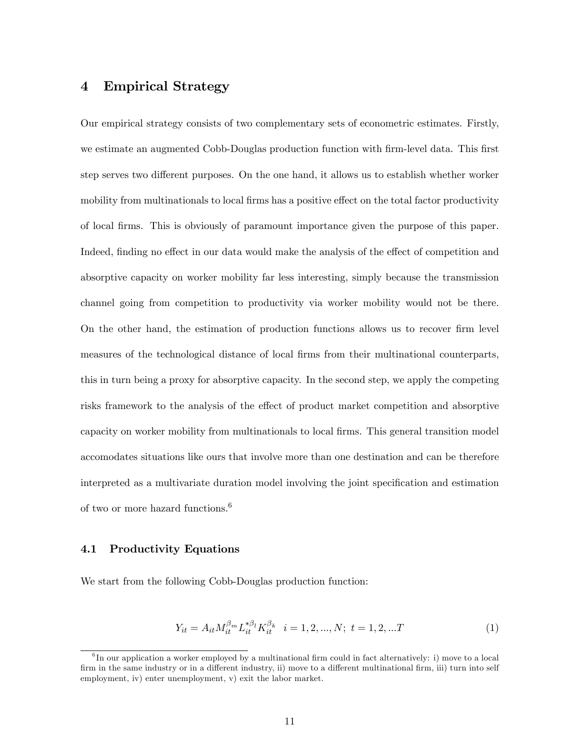# 4 Empirical Strategy

Our empirical strategy consists of two complementary sets of econometric estimates. Firstly, we estimate an augmented Cobb-Douglas production function with firm-level data. This first step serves two different purposes. On the one hand, it allows us to establish whether worker mobility from multinationals to local firms has a positive effect on the total factor productivity of local firms. This is obviously of paramount importance given the purpose of this paper. Indeed, finding no effect in our data would make the analysis of the effect of competition and absorptive capacity on worker mobility far less interesting, simply because the transmission channel going from competition to productivity via worker mobility would not be there. On the other hand, the estimation of production functions allows us to recover firm level measures of the technological distance of local firms from their multinational counterparts, this in turn being a proxy for absorptive capacity. In the second step, we apply the competing risks framework to the analysis of the effect of product market competition and absorptive capacity on worker mobility from multinationals to local firms. This general transition model accomodates situations like ours that involve more than one destination and can be therefore interpreted as a multivariate duration model involving the joint specification and estimation of two or more hazard functions.[6]

## 4.1 Productivity Equations

We start from the following Cobb-Douglas production function:

$$Y_{it} = A_{it} M_{it}^{\beta_m} L_{it}^{*\beta_l} K_{it}^{\beta_k} \quad i = 1, 2, ..., N; \; t = 1, 2, ...T \tag{1}$$

[6] In our application a worker employed by a multinational firm could in fact alternatively: i) move to a local firm in the same industry or in a different industry, ii) move to a different multinational firm, iii) turn into self employment, iv) enter unemployment, v) exit the labor market.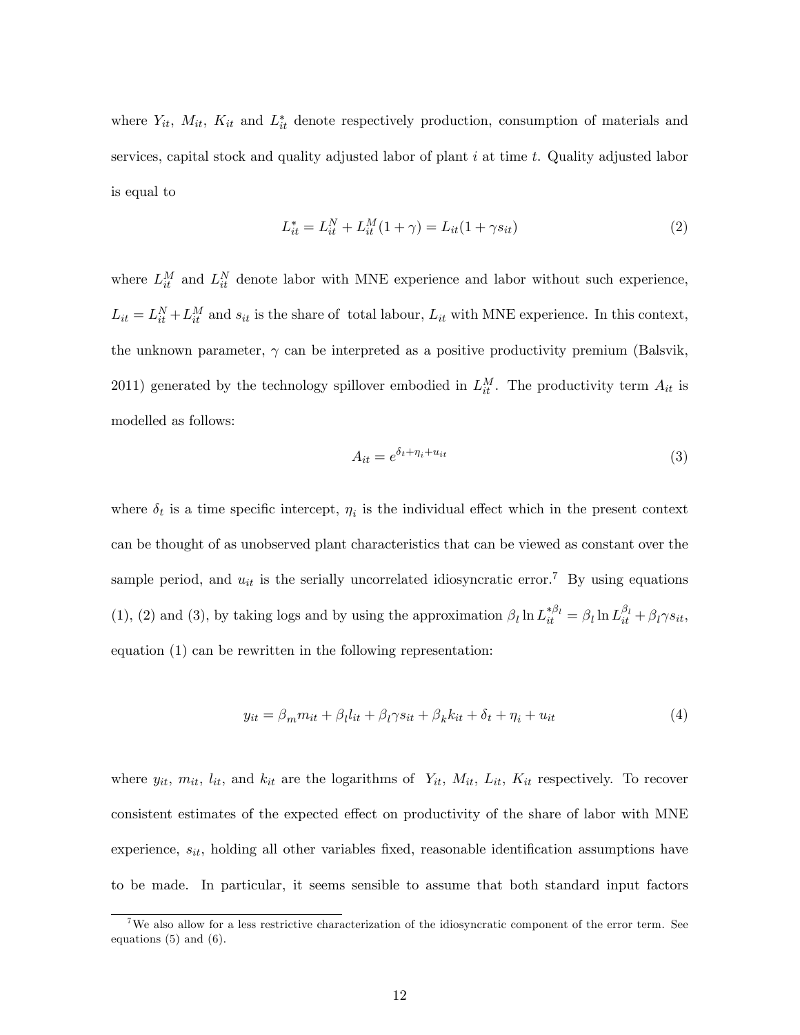where $Y_{it}$, $M_{it}$, $K_{it}$ and $L^*_{it}$ denote respectively production, consumption of materials and services, capital stock and quality adjusted labor of plant $i$ at time $t$. Quality adjusted labor is equal to

$$L^*_{it} = L^N_{it} + L^M_{it}(1+\gamma) = L_{it}(1+\gamma s_{it}) \tag{2}$$

where $L^M_{it}$ and $L^N_{it}$ denote labor with MNE experience and labor without such experience, $L_{it} = L^N_{it} + L^M_{it}$ and $s_{it}$ is the share of total labour, $L_{it}$ with MNE experience. In this context, the unknown parameter, $\gamma$ can be interpreted as a positive productivity premium (Balsvik, 2011) generated by the technology spillover embodied in $L^M_{it}$. The productivity term $A_{it}$ is modelled as follows:

$$A_{it} = e^{\delta_t + \eta_i + u_{it}} \tag{3}$$

where $\delta_t$ is a time specific intercept, $\eta_i$ is the individual effect which in the present context can be thought of as unobserved plant characteristics that can be viewed as constant over the sample period, and $u_{it}$ is the serially uncorrelated idiosyncratic error.[7] By using equations (1), (2) and (3), by taking logs and by using the approximation $\beta_l \ln L^{*\beta_l}_{it} = \beta_l \ln L^{\beta_l}_{it} + \beta_l \gamma s_{it}$, equation (1) can be rewritten in the following representation:

$$y_{it} = \beta_m m_{it} + \beta_l l_{it} + \beta_l \gamma s_{it} + \beta_k k_{it} + \delta_t + \eta_i + u_{it} \tag{4}$$

where $y_{it}$, $m_{it}$, $l_{it}$, and $k_{it}$ are the logarithms of $Y_{it}$, $M_{it}$, $L_{it}$, $K_{it}$ respectively. To recover consistent estimates of the expected effect on productivity of the share of labor with MNE experience, $s_{it}$, holding all other variables fixed, reasonable identification assumptions have to be made. In particular, it seems sensible to assume that both standard input factors

[7] We also allow for a less restrictive characterization of the idiosyncratic component of the error term. See equations (5) and (6).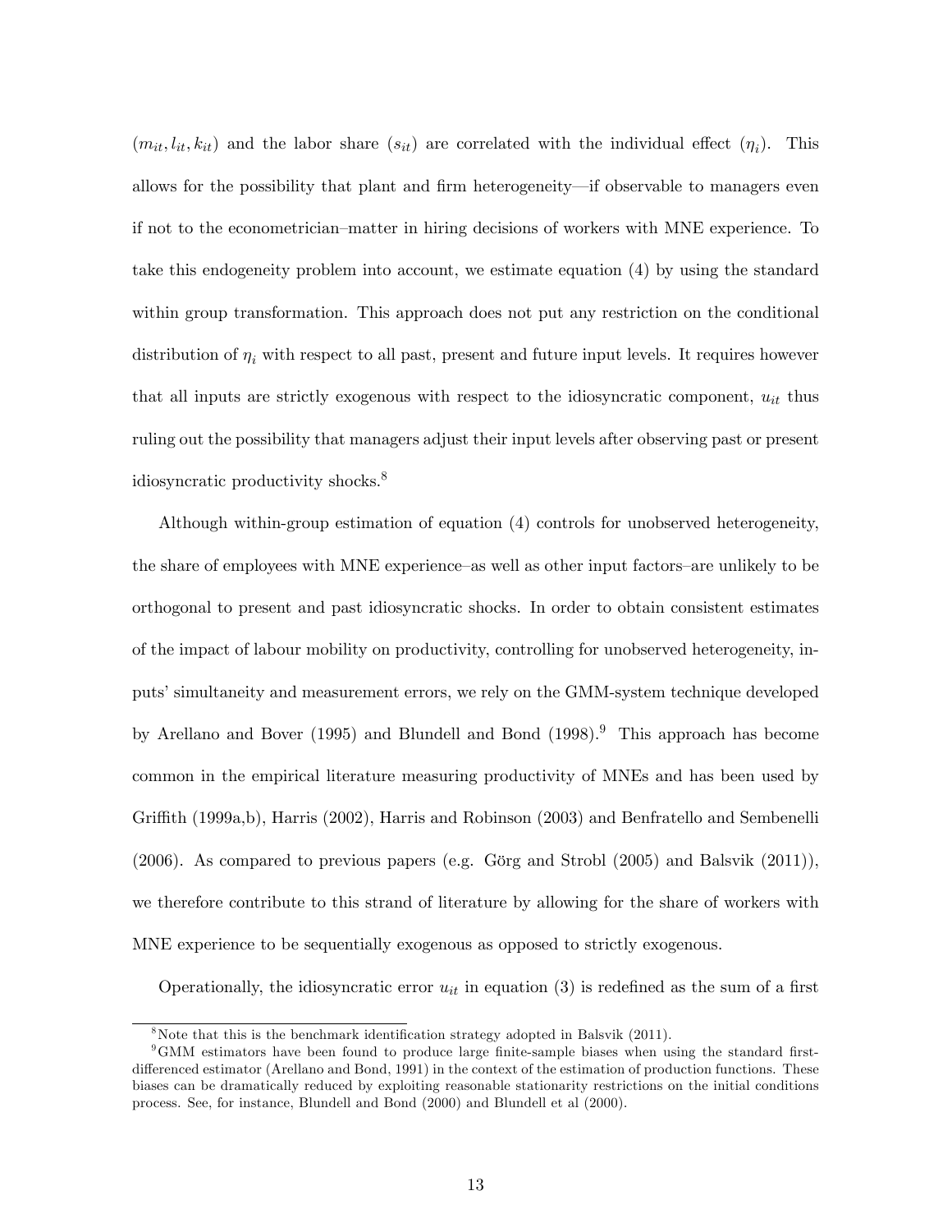($m_{it}, l_{it}, k_{it}$) and the labor share ($s_{it}$) are correlated with the individual effect ($\eta_i$). This allows for the possibility that plant and firm heterogeneity—if observable to managers even if not to the econometrician–matter in hiring decisions of workers with MNE experience. To take this endogeneity problem into account, we estimate equation (4) by using the standard within group transformation. This approach does not put any restriction on the conditional distribution of $\eta_i$ with respect to all past, present and future input levels. It requires however that all inputs are strictly exogenous with respect to the idiosyncratic component, $u_{it}$ thus ruling out the possibility that managers adjust their input levels after observing past or present idiosyncratic productivity shocks.[8]

Although within-group estimation of equation (4) controls for unobserved heterogeneity, the share of employees with MNE experience–as well as other input factors–are unlikely to be orthogonal to present and past idiosyncratic shocks. In order to obtain consistent estimates of the impact of labour mobility on productivity, controlling for unobserved heterogeneity, inputs' simultaneity and measurement errors, we rely on the GMM-system technique developed by Arellano and Bover (1995) and Blundell and Bond (1998).[9] This approach has become common in the empirical literature measuring productivity of MNEs and has been used by Griffith (1999a,b), Harris (2002), Harris and Robinson (2003) and Benfratello and Sembenelli (2006). As compared to previous papers (e.g. Görg and Strobl (2005) and Balsvik (2011)), we therefore contribute to this strand of literature by allowing for the share of workers with MNE experience to be sequentially exogenous as opposed to strictly exogenous.

Operationally, the idiosyncratic error $u_{it}$ in equation (3) is redefined as the sum of a first

[8] Note that this is the benchmark identification strategy adopted in Balsvik (2011).

[9] GMM estimators have been found to produce large finite-sample biases when using the standard first-differenced estimator (Arellano and Bond, 1991) in the context of the estimation of production functions. These biases can be dramatically reduced by exploiting reasonable stationarity restrictions on the initial conditions process. See, for instance, Blundell and Bond (2000) and Blundell et al (2000).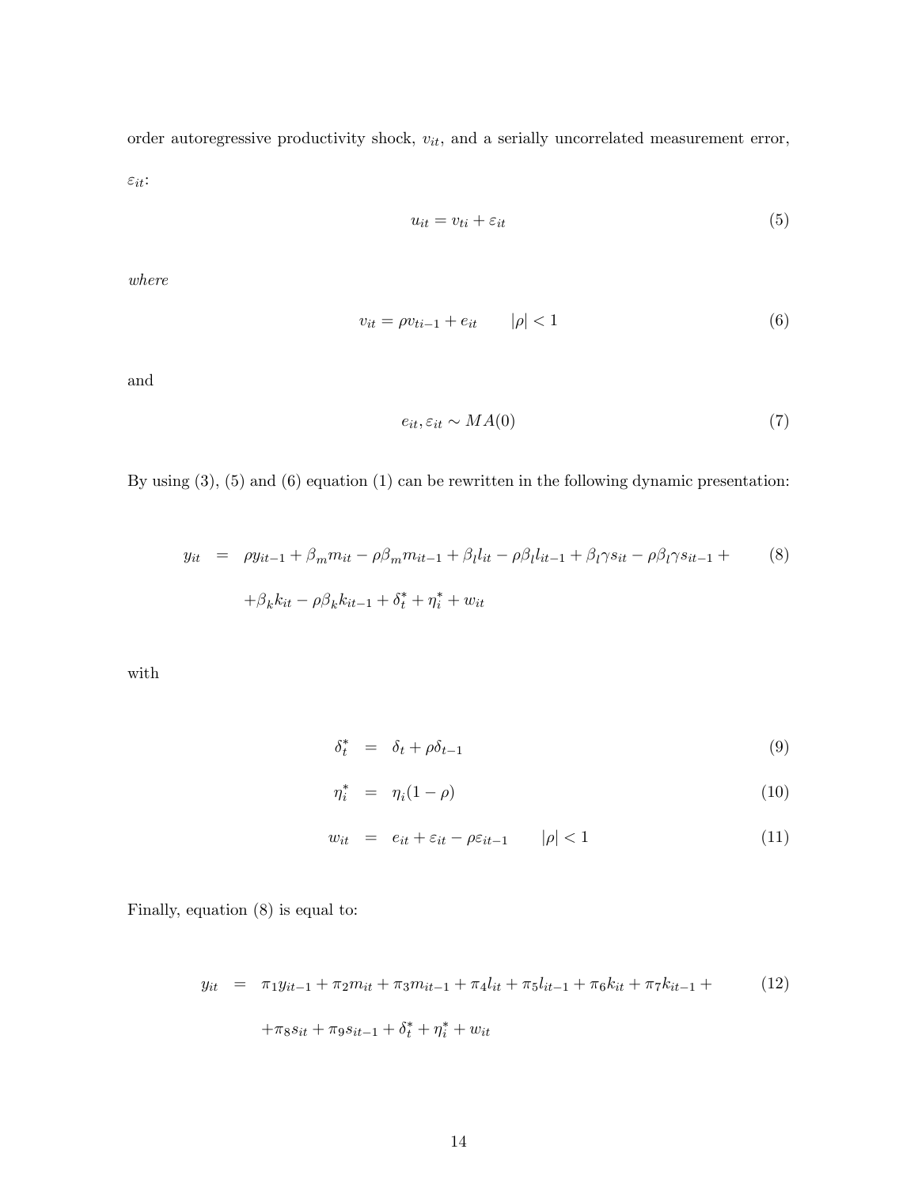order autoregressive productivity shock, $v_{it}$, and a serially uncorrelated measurement error, $\varepsilon_{it}$:

$$u_{it} = v_{ti} + \varepsilon_{it} \tag{5}$$

*where*

$$v_{it} = \rho v_{ti-1} + e_{it} \qquad |\rho| < 1 \tag{6}$$

and

$$e_{it}, \varepsilon_{it} \sim MA(0) \tag{7}$$

By using (3), (5) and (6) equation (1) can be rewritten in the following dynamic presentation:

$$\begin{aligned} y_{it} \;=\;& \rho y_{it-1} + \beta_m m_{it} - \rho\beta_m m_{it-1} + \beta_l l_{it} - \rho\beta_l l_{it-1} + \beta_l \gamma s_{it} - \rho\beta_l \gamma s_{it-1} + \\ & + \beta_k k_{it} - \rho\beta_k k_{it-1} + \delta_t^* + \eta_i^* + w_{it} \end{aligned} \tag{8}$$

with

$$\delta_t^* = \delta_t + \rho\delta_{t-1} \tag{9}$$

$$\eta_i^* = \eta_i(1-\rho) \tag{10}$$

$$w_{it} = e_{it} + \varepsilon_{it} - \rho\varepsilon_{it-1} \qquad |\rho| < 1 \tag{11}$$

Finally, equation (8) is equal to:

$$\begin{aligned} y_{it} \;=\;& \pi_1 y_{it-1} + \pi_2 m_{it} + \pi_3 m_{it-1} + \pi_4 l_{it} + \pi_5 l_{it-1} + \pi_6 k_{it} + \pi_7 k_{it-1} + \\ & + \pi_8 s_{it} + \pi_9 s_{it-1} + \delta_t^* + \eta_i^* + w_{it} \end{aligned} \tag{12}$$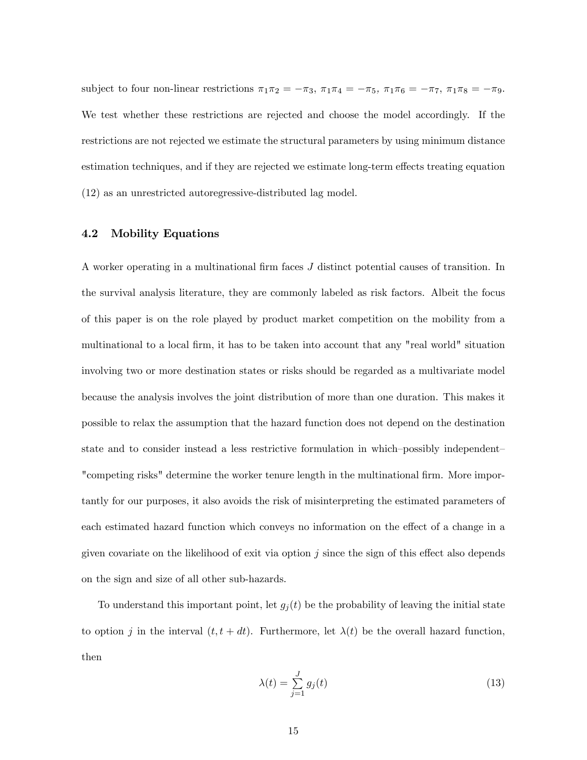subject to four non-linear restrictions $\pi_1\pi_2 = -\pi_3$, $\pi_1\pi_4 = -\pi_5$, $\pi_1\pi_6 = -\pi_7$, $\pi_1\pi_8 = -\pi_9$. We test whether these restrictions are rejected and choose the model accordingly. If the restrictions are not rejected we estimate the structural parameters by using minimum distance estimation techniques, and if they are rejected we estimate long-term effects treating equation (12) as an unrestricted autoregressive-distributed lag model.

### 4.2 Mobility Equations

A worker operating in a multinational firm faces $J$ distinct potential causes of transition. In the survival analysis literature, they are commonly labeled as risk factors. Albeit the focus of this paper is on the role played by product market competition on the mobility from a multinational to a local firm, it has to be taken into account that any "real world" situation involving two or more destination states or risks should be regarded as a multivariate model because the analysis involves the joint distribution of more than one duration. This makes it possible to relax the assumption that the hazard function does not depend on the destination state and to consider instead a less restrictive formulation in which–possibly independent– "competing risks" determine the worker tenure length in the multinational firm. More importantly for our purposes, it also avoids the risk of misinterpreting the estimated parameters of each estimated hazard function which conveys no information on the effect of a change in a given covariate on the likelihood of exit via option $j$ since the sign of this effect also depends on the sign and size of all other sub-hazards.

To understand this important point, let $g_j(t)$ be the probability of leaving the initial state to option $j$ in the interval $(t, t + dt)$. Furthermore, let $\lambda(t)$ be the overall hazard function, then

$$\lambda(t) = \sum_{j=1}^{J} g_j(t) \tag{13}$$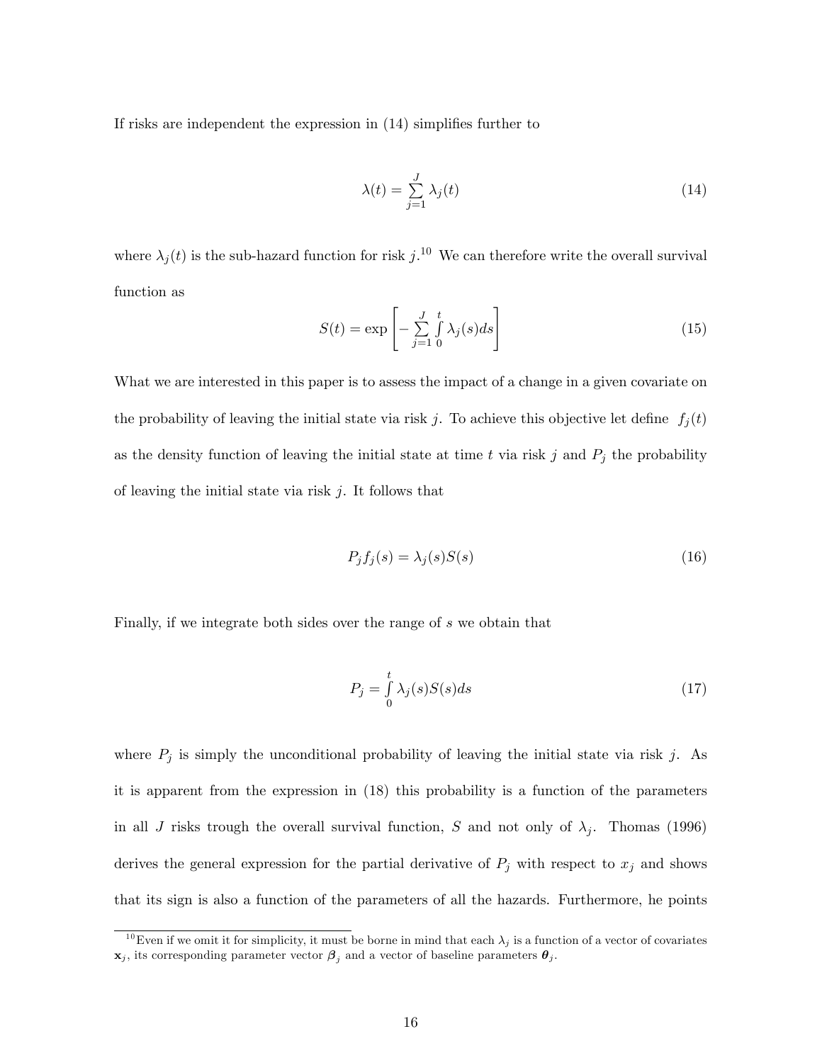If risks are independent the expression in (14) simplifies further to

$$\lambda(t) = \sum_{j=1}^{J} \lambda_j(t) \tag{14}$$

where $\lambda_j(t)$ is the sub-hazard function for risk $j$.[10] We can therefore write the overall survival function as

$$S(t) = \exp\left[ -\sum_{j=1}^{J} \int_0^t \lambda_j(s) ds \right] \tag{15}$$

What we are interested in this paper is to assess the impact of a change in a given covariate on the probability of leaving the initial state via risk $j$. To achieve this objective let define $f_j(t)$ as the density function of leaving the initial state at time $t$ via risk $j$ and $P_j$ the probability of leaving the initial state via risk $j$. It follows that

$$P_j f_j(s) = \lambda_j(s) S(s) \tag{16}$$

Finally, if we integrate both sides over the range of $s$ we obtain that

$$P_j = \int_0^t \lambda_j(s) S(s) ds \tag{17}$$

where $P_j$ is simply the unconditional probability of leaving the initial state via risk $j$. As it is apparent from the expression in (18) this probability is a function of the parameters in all $J$ risks trough the overall survival function, $S$ and not only of $\lambda_j$. Thomas (1996) derives the general expression for the partial derivative of $P_j$ with respect to $x_j$ and shows that its sign is also a function of the parameters of all the hazards. Furthermore, he points

[10] Even if we omit it for simplicity, it must be borne in mind that each $\lambda_j$ is a function of a vector of covariates $\mathbf{x}_j$, its corresponding parameter vector $\boldsymbol{\beta}_j$ and a vector of baseline parameters $\boldsymbol{\theta}_j$.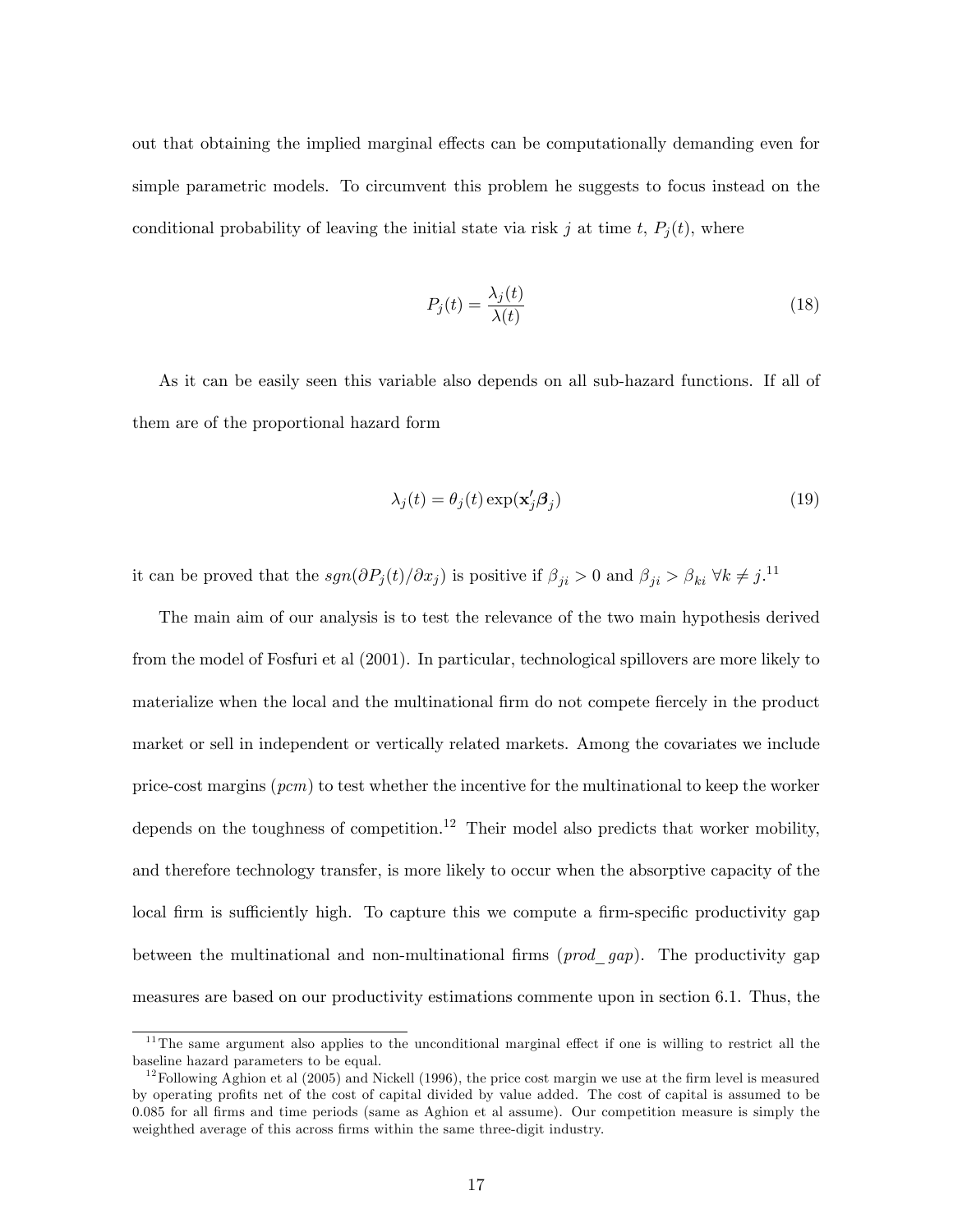out that obtaining the implied marginal effects can be computationally demanding even for simple parametric models. To circumvent this problem he suggests to focus instead on the conditional probability of leaving the initial state via risk $j$ at time $t$, $P_j(t)$, where

$$P_j(t) = \frac{\lambda_j(t)}{\lambda(t)} \tag{18}$$

As it can be easily seen this variable also depends on all sub-hazard functions. If all of them are of the proportional hazard form

$$\lambda_j(t) = \theta_j(t) \exp(\mathbf{x}_j' \boldsymbol{\beta}_j) \tag{19}$$

it can be proved that the $sgn(\partial P_j(t)/\partial x_j)$ is positive if $\beta_{ji} > 0$ and $\beta_{ji} > \beta_{ki}$ $\forall k \neq j$.[11]

The main aim of our analysis is to test the relevance of the two main hypothesis derived from the model of Fosfuri et al (2001). In particular, technological spillovers are more likely to materialize when the local and the multinational firm do not compete fiercely in the product market or sell in independent or vertically related markets. Among the covariates we include price-cost margins (*pcm*) to test whether the incentive for the multinational to keep the worker depends on the toughness of competition.[12] Their model also predicts that worker mobility, and therefore technology transfer, is more likely to occur when the absorptive capacity of the local firm is sufficiently high. To capture this we compute a firm-specific productivity gap between the multinational and non-multinational firms (*prod_gap*). The productivity gap measures are based on our productivity estimations commente upon in section 6.1. Thus, the

[11] The same argument also applies to the unconditional marginal effect if one is willing to restrict all the baseline hazard parameters to be equal.

[12] Following Aghion et al (2005) and Nickell (1996), the price cost margin we use at the firm level is measured by operating profits net of the cost of capital divided by value added. The cost of capital is assumed to be 0.085 for all firms and time periods (same as Aghion et al assume). Our competition measure is simply the weighthed average of this across firms within the same three-digit industry.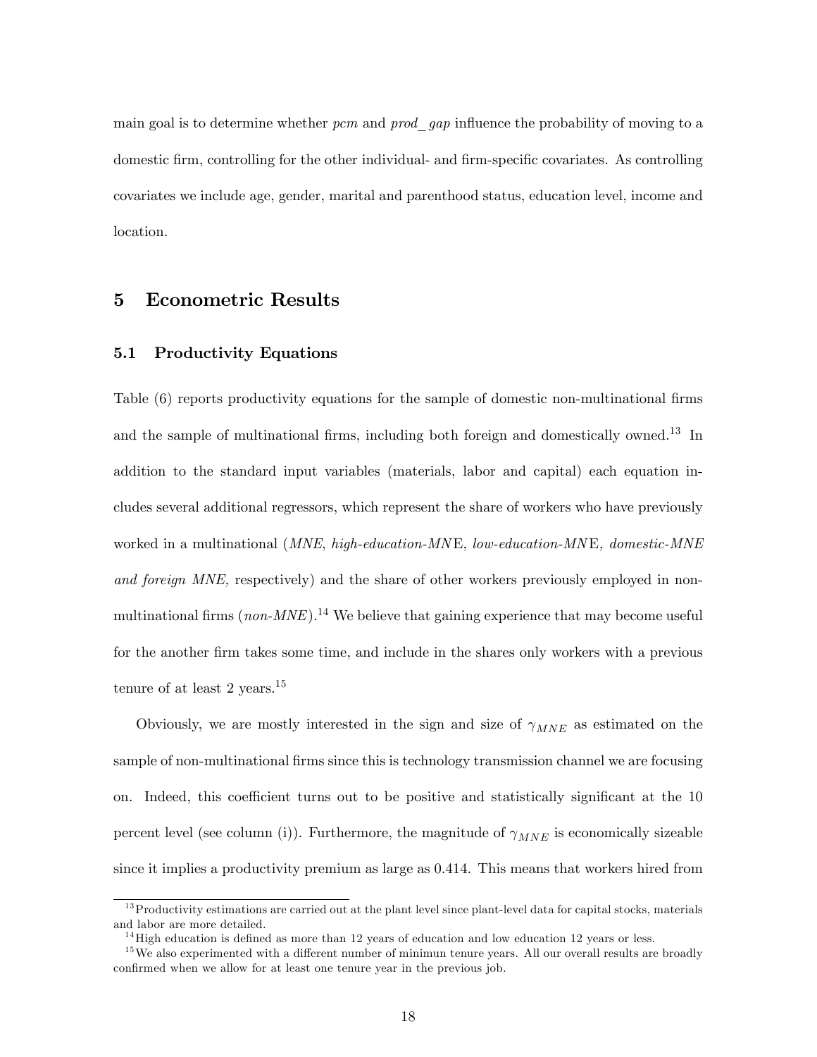main goal is to determine whether *pcm* and *prod_ gap* influence the probability of moving to a domestic firm, controlling for the other individual- and firm-specific covariates. As controlling covariates we include age, gender, marital and parenthood status, education level, income and location.

## 5 Econometric Results

### 5.1 Productivity Equations

Table (6) reports productivity equations for the sample of domestic non-multinational firms and the sample of multinational firms, including both foreign and domestically owned.[13] In addition to the standard input variables (materials, labor and capital) each equation includes several additional regressors, which represent the share of workers who have previously worked in a multinational (*MNE*, *high-education-MN*E, *low-education-MN*E*, domestic-MNE and foreign MNE,* respectively) and the share of other workers previously employed in non-multinational firms (*non-MNE*).[14] We believe that gaining experience that may become useful for the another firm takes some time, and include in the shares only workers with a previous tenure of at least 2 years.[15]

Obviously, we are mostly interested in the sign and size of $\gamma_{MNE}$ as estimated on the sample of non-multinational firms since this is technology transmission channel we are focusing on. Indeed, this coefficient turns out to be positive and statistically significant at the 10 percent level (see column (i)). Furthermore, the magnitude of $\gamma_{MNE}$ is economically sizeable since it implies a productivity premium as large as 0.414. This means that workers hired from

[13] Productivity estimations are carried out at the plant level since plant-level data for capital stocks, materials and labor are more detailed.

[14] High education is defined as more than 12 years of education and low education 12 years or less.

[15] We also experimented with a different number of minimun tenure years. All our overall results are broadly confirmed when we allow for at least one tenure year in the previous job.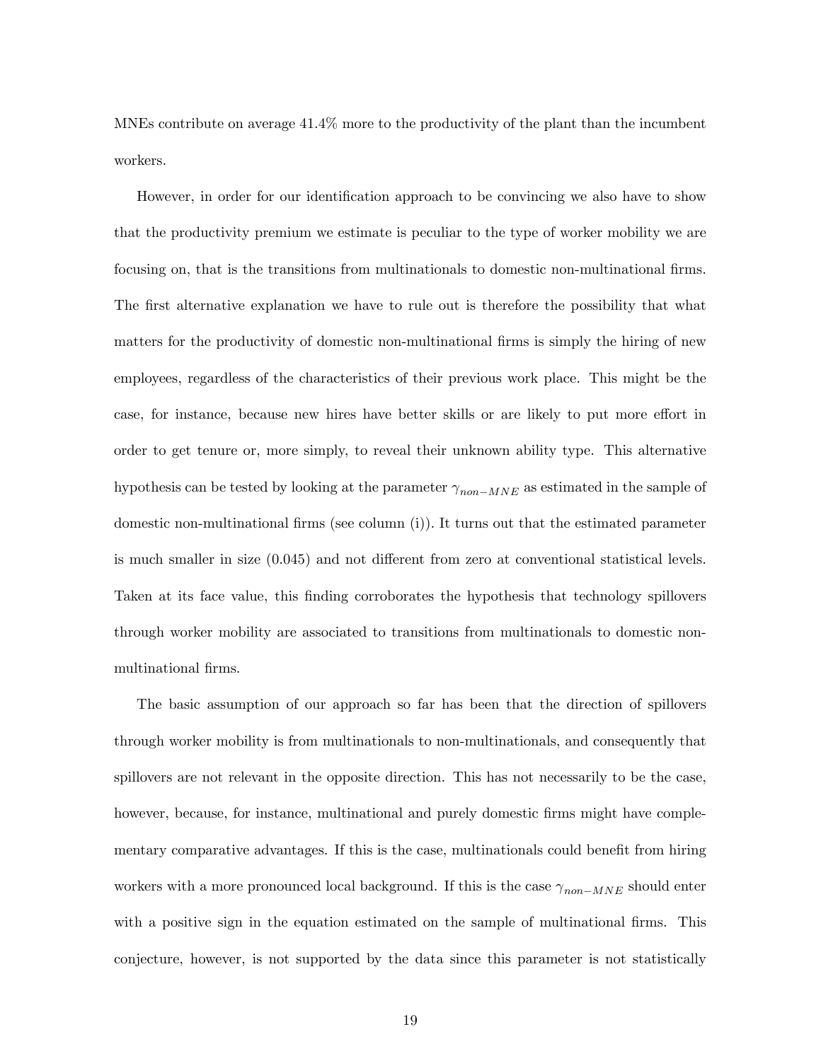MNEs contribute on average 41.4% more to the productivity of the plant than the incumbent workers.

However, in order for our identification approach to be convincing we also have to show that the productivity premium we estimate is peculiar to the type of worker mobility we are focusing on, that is the transitions from multinationals to domestic non-multinational firms. The first alternative explanation we have to rule out is therefore the possibility that what matters for the productivity of domestic non-multinational firms is simply the hiring of new employees, regardless of the characteristics of their previous work place. This might be the case, for instance, because new hires have better skills or are likely to put more effort in order to get tenure or, more simply, to reveal their unknown ability type. This alternative hypothesis can be tested by looking at the parameter $\gamma_{non-MNE}$ as estimated in the sample of domestic non-multinational firms (see column (i)). It turns out that the estimated parameter is much smaller in size (0.045) and not different from zero at conventional statistical levels. Taken at its face value, this finding corroborates the hypothesis that technology spillovers through worker mobility are associated to transitions from multinationals to domestic non-multinational firms.

The basic assumption of our approach so far has been that the direction of spillovers through worker mobility is from multinationals to non-multinationals, and consequently that spillovers are not relevant in the opposite direction. This has not necessarily to be the case, however, because, for instance, multinational and purely domestic firms might have complementary comparative advantages. If this is the case, multinationals could benefit from hiring workers with a more pronounced local background. If this is the case $\gamma_{non-MNE}$ should enter with a positive sign in the equation estimated on the sample of multinational firms. This conjecture, however, is not supported by the data since this parameter is not statistically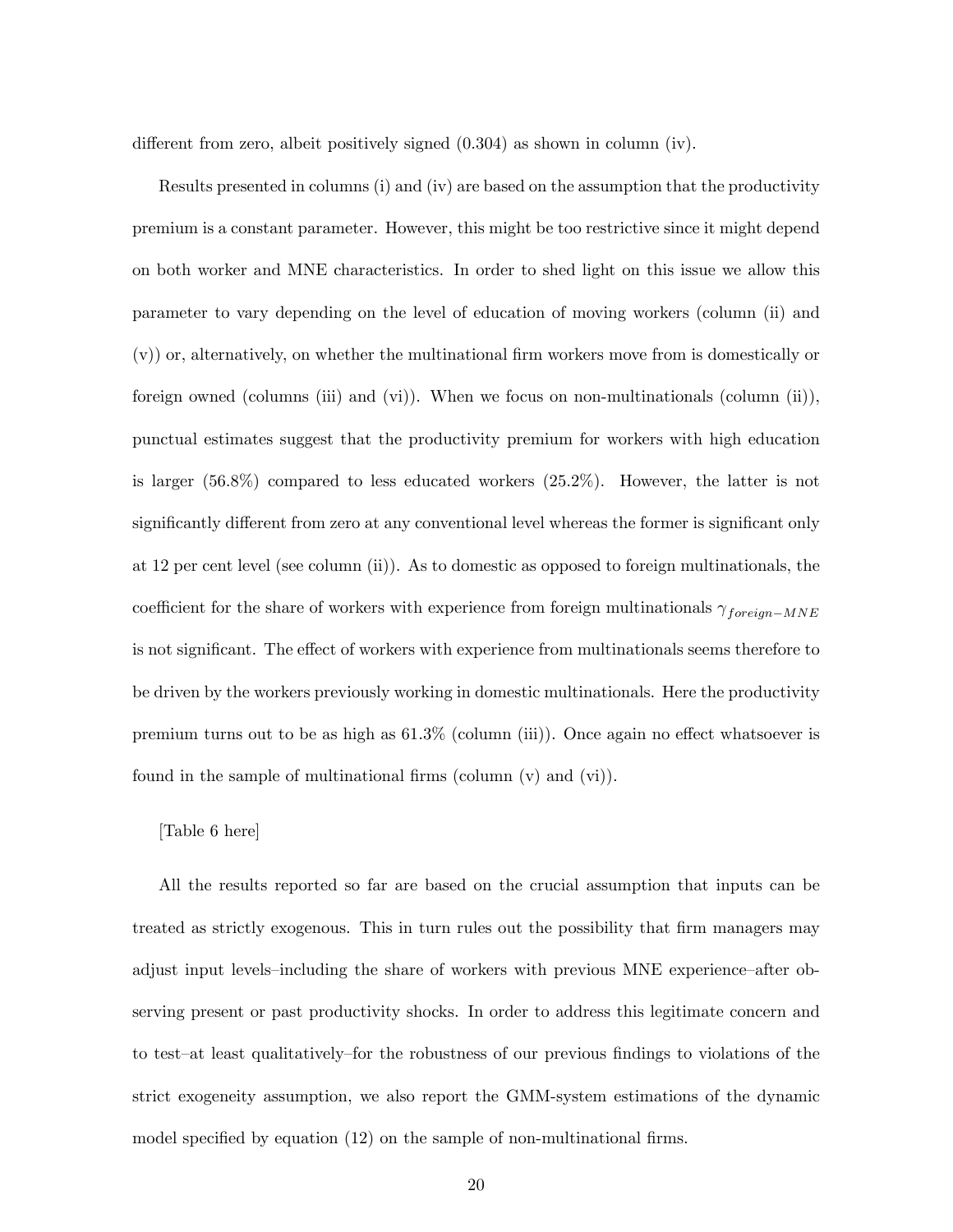different from zero, albeit positively signed (0.304) as shown in column (iv).

Results presented in columns (i) and (iv) are based on the assumption that the productivity premium is a constant parameter. However, this might be too restrictive since it might depend on both worker and MNE characteristics. In order to shed light on this issue we allow this parameter to vary depending on the level of education of moving workers (column (ii) and (v)) or, alternatively, on whether the multinational firm workers move from is domestically or foreign owned (columns (iii) and (vi)). When we focus on non-multinationals (column (ii)), punctual estimates suggest that the productivity premium for workers with high education is larger (56.8%) compared to less educated workers (25.2%). However, the latter is not significantly different from zero at any conventional level whereas the former is significant only at 12 per cent level (see column (ii)). As to domestic as opposed to foreign multinationals, the coefficient for the share of workers with experience from foreign multinationals $\gamma_{foreign-MNE}$ is not significant. The effect of workers with experience from multinationals seems therefore to be driven by the workers previously working in domestic multinationals. Here the productivity premium turns out to be as high as 61.3% (column (iii)). Once again no effect whatsoever is found in the sample of multinational firms (column (v) and (vi)).

[Table 6 here]

All the results reported so far are based on the crucial assumption that inputs can be treated as strictly exogenous. This in turn rules out the possibility that firm managers may adjust input levels–including the share of workers with previous MNE experience–after observing present or past productivity shocks. In order to address this legitimate concern and to test–at least qualitatively–for the robustness of our previous findings to violations of the strict exogeneity assumption, we also report the GMM-system estimations of the dynamic model specified by equation (12) on the sample of non-multinational firms.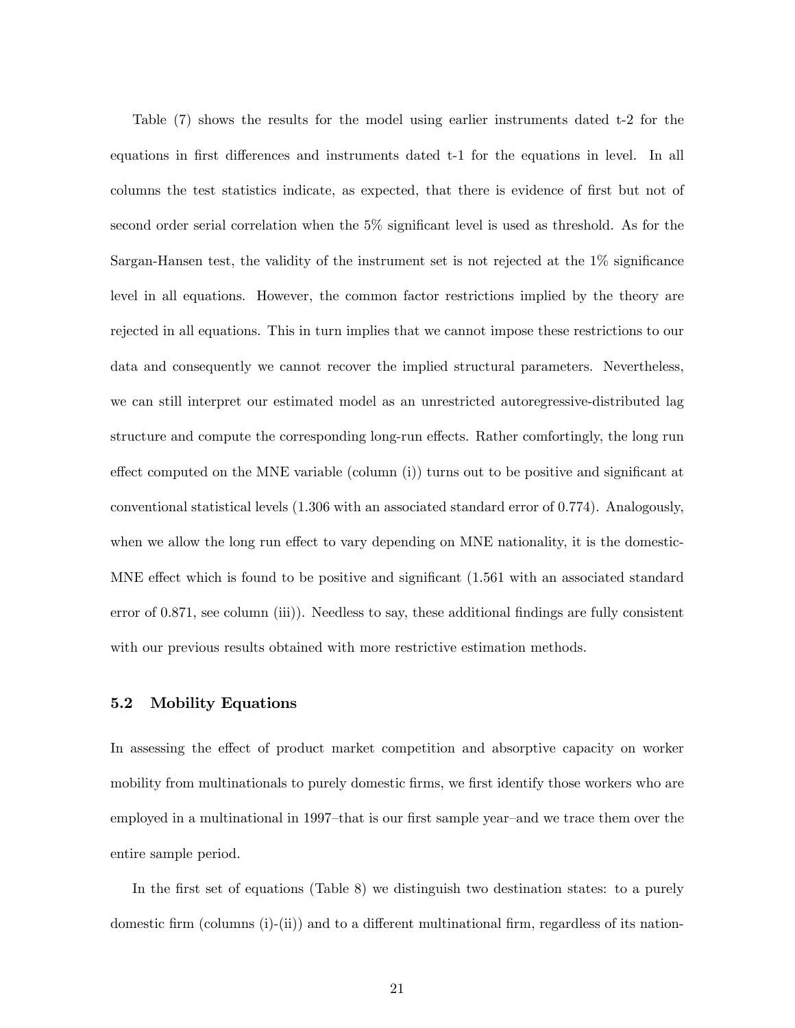Table (7) shows the results for the model using earlier instruments dated t-2 for the equations in first differences and instruments dated t-1 for the equations in level. In all columns the test statistics indicate, as expected, that there is evidence of first but not of second order serial correlation when the 5% significant level is used as threshold. As for the Sargan-Hansen test, the validity of the instrument set is not rejected at the 1% significance level in all equations. However, the common factor restrictions implied by the theory are rejected in all equations. This in turn implies that we cannot impose these restrictions to our data and consequently we cannot recover the implied structural parameters. Nevertheless, we can still interpret our estimated model as an unrestricted autoregressive-distributed lag structure and compute the corresponding long-run effects. Rather comfortingly, the long run effect computed on the MNE variable (column (i)) turns out to be positive and significant at conventional statistical levels (1.306 with an associated standard error of 0.774). Analogously, when we allow the long run effect to vary depending on MNE nationality, it is the domestic-MNE effect which is found to be positive and significant (1.561 with an associated standard error of 0.871, see column (iii)). Needless to say, these additional findings are fully consistent with our previous results obtained with more restrictive estimation methods.

## 5.2 Mobility Equations

In assessing the effect of product market competition and absorptive capacity on worker mobility from multinationals to purely domestic firms, we first identify those workers who are employed in a multinational in 1997–that is our first sample year–and we trace them over the entire sample period.

In the first set of equations (Table 8) we distinguish two destination states: to a purely domestic firm (columns (i)-(ii)) and to a different multinational firm, regardless of its nation-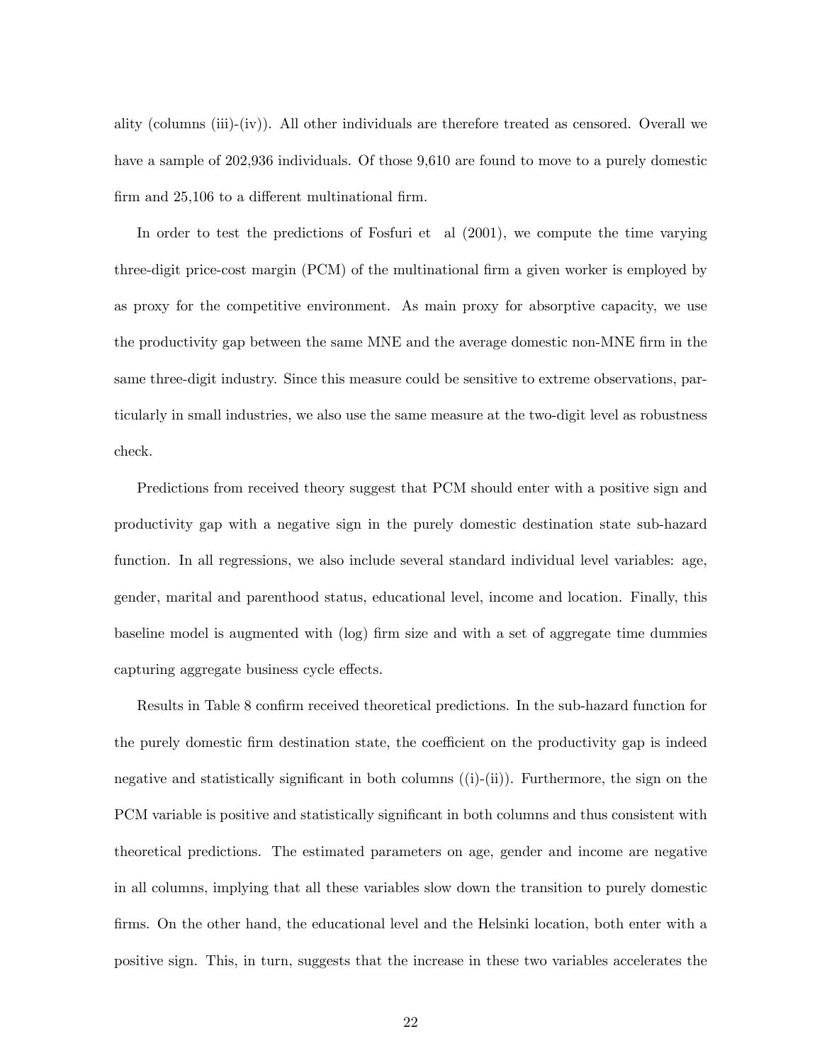ality (columns (iii)-(iv)). All other individuals are therefore treated as censored. Overall we have a sample of 202,936 individuals. Of those 9,610 are found to move to a purely domestic firm and 25,106 to a different multinational firm.

In order to test the predictions of Fosfuri et al (2001), we compute the time varying three-digit price-cost margin (PCM) of the multinational firm a given worker is employed by as proxy for the competitive environment. As main proxy for absorptive capacity, we use the productivity gap between the same MNE and the average domestic non-MNE firm in the same three-digit industry. Since this measure could be sensitive to extreme observations, particularly in small industries, we also use the same measure at the two-digit level as robustness check.

Predictions from received theory suggest that PCM should enter with a positive sign and productivity gap with a negative sign in the purely domestic destination state sub-hazard function. In all regressions, we also include several standard individual level variables: age, gender, marital and parenthood status, educational level, income and location. Finally, this baseline model is augmented with (log) firm size and with a set of aggregate time dummies capturing aggregate business cycle effects.

Results in Table 8 confirm received theoretical predictions. In the sub-hazard function for the purely domestic firm destination state, the coefficient on the productivity gap is indeed negative and statistically significant in both columns ((i)-(ii)). Furthermore, the sign on the PCM variable is positive and statistically significant in both columns and thus consistent with theoretical predictions. The estimated parameters on age, gender and income are negative in all columns, implying that all these variables slow down the transition to purely domestic firms. On the other hand, the educational level and the Helsinki location, both enter with a positive sign. This, in turn, suggests that the increase in these two variables accelerates the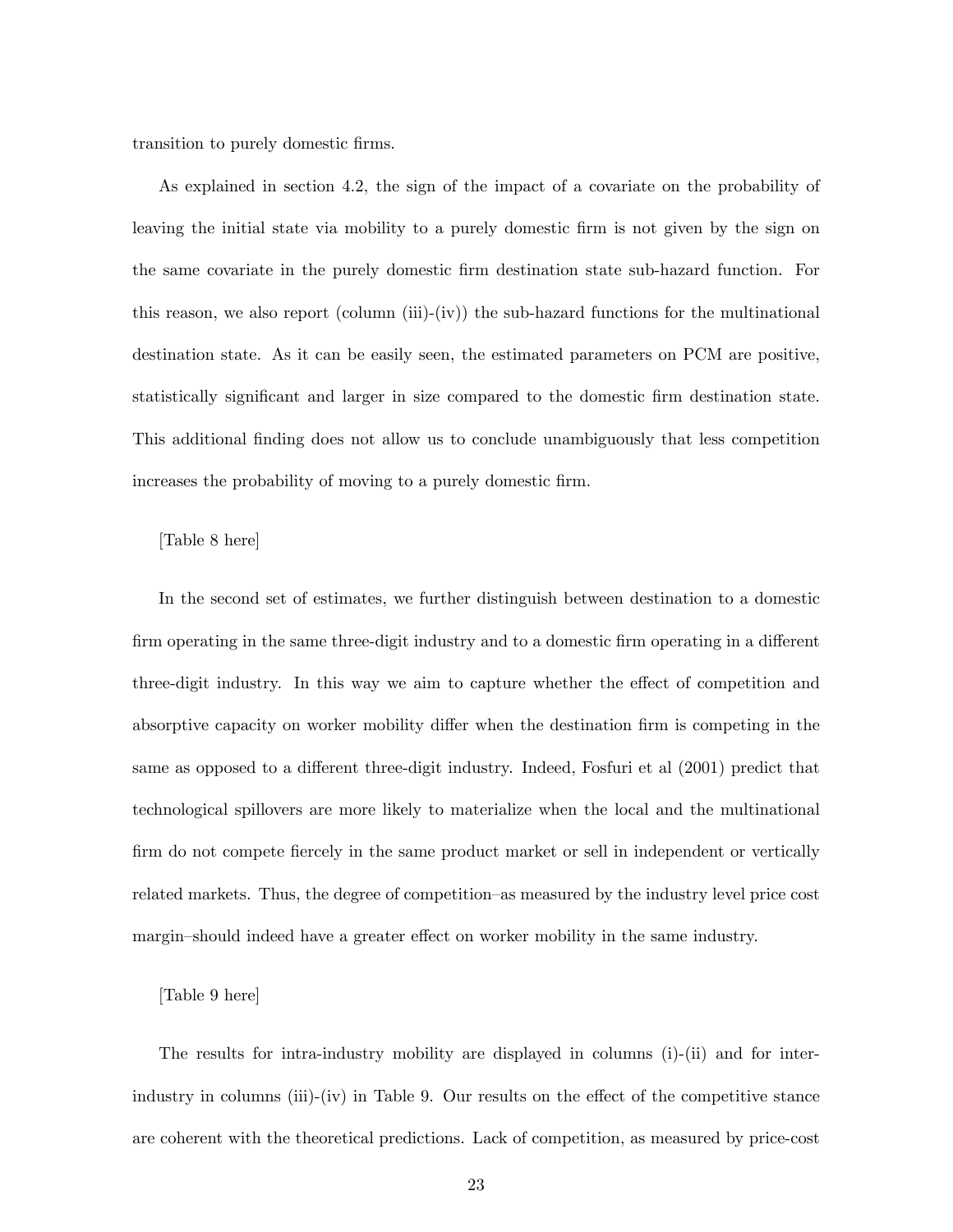transition to purely domestic firms.

As explained in section 4.2, the sign of the impact of a covariate on the probability of leaving the initial state via mobility to a purely domestic firm is not given by the sign on the same covariate in the purely domestic firm destination state sub-hazard function. For this reason, we also report (column (iii)-(iv)) the sub-hazard functions for the multinational destination state. As it can be easily seen, the estimated parameters on PCM are positive, statistically significant and larger in size compared to the domestic firm destination state. This additional finding does not allow us to conclude unambiguously that less competition increases the probability of moving to a purely domestic firm.

[Table 8 here]

In the second set of estimates, we further distinguish between destination to a domestic firm operating in the same three-digit industry and to a domestic firm operating in a different three-digit industry. In this way we aim to capture whether the effect of competition and absorptive capacity on worker mobility differ when the destination firm is competing in the same as opposed to a different three-digit industry. Indeed, Fosfuri et al (2001) predict that technological spillovers are more likely to materialize when the local and the multinational firm do not compete fiercely in the same product market or sell in independent or vertically related markets. Thus, the degree of competition–as measured by the industry level price cost margin–should indeed have a greater effect on worker mobility in the same industry.

[Table 9 here]

The results for intra-industry mobility are displayed in columns (i)-(ii) and for inter-industry in columns (iii)-(iv) in Table 9. Our results on the effect of the competitive stance are coherent with the theoretical predictions. Lack of competition, as measured by price-cost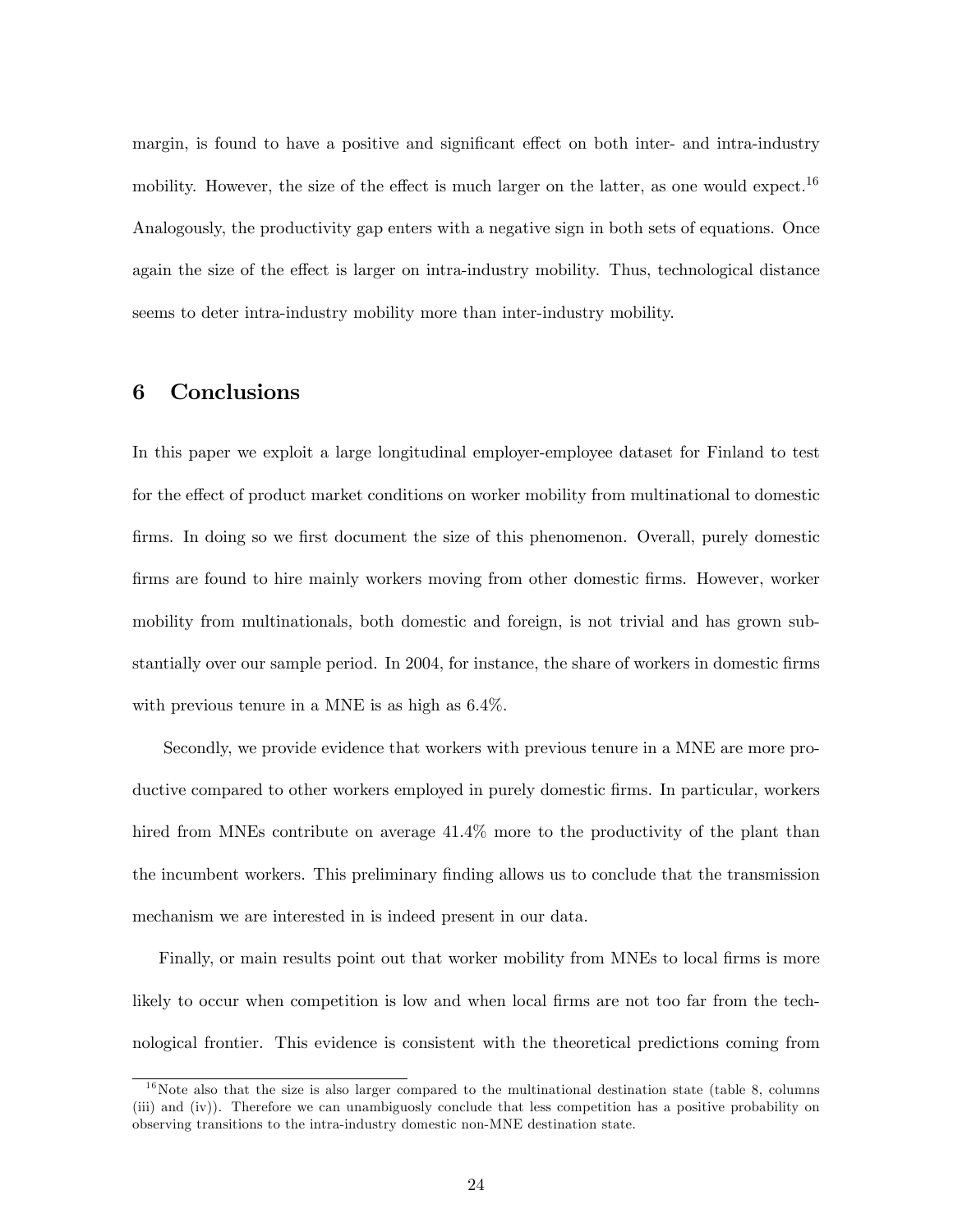margin, is found to have a positive and significant effect on both inter- and intra-industry mobility. However, the size of the effect is much larger on the latter, as one would expect.[16] Analogously, the productivity gap enters with a negative sign in both sets of equations. Once again the size of the effect is larger on intra-industry mobility. Thus, technological distance seems to deter intra-industry mobility more than inter-industry mobility.

# 6 Conclusions

In this paper we exploit a large longitudinal employer-employee dataset for Finland to test for the effect of product market conditions on worker mobility from multinational to domestic firms. In doing so we first document the size of this phenomenon. Overall, purely domestic firms are found to hire mainly workers moving from other domestic firms. However, worker mobility from multinationals, both domestic and foreign, is not trivial and has grown substantially over our sample period. In 2004, for instance, the share of workers in domestic firms with previous tenure in a MNE is as high as 6.4%.

Secondly, we provide evidence that workers with previous tenure in a MNE are more productive compared to other workers employed in purely domestic firms. In particular, workers hired from MNEs contribute on average 41.4% more to the productivity of the plant than the incumbent workers. This preliminary finding allows us to conclude that the transmission mechanism we are interested in is indeed present in our data.

Finally, or main results point out that worker mobility from MNEs to local firms is more likely to occur when competition is low and when local firms are not too far from the technological frontier. This evidence is consistent with the theoretical predictions coming from

[16] Note also that the size is also larger compared to the multinational destination state (table 8, columns (iii) and (iv)). Therefore we can unambiguosly conclude that less competition has a positive probability on observing transitions to the intra-industry domestic non-MNE destination state.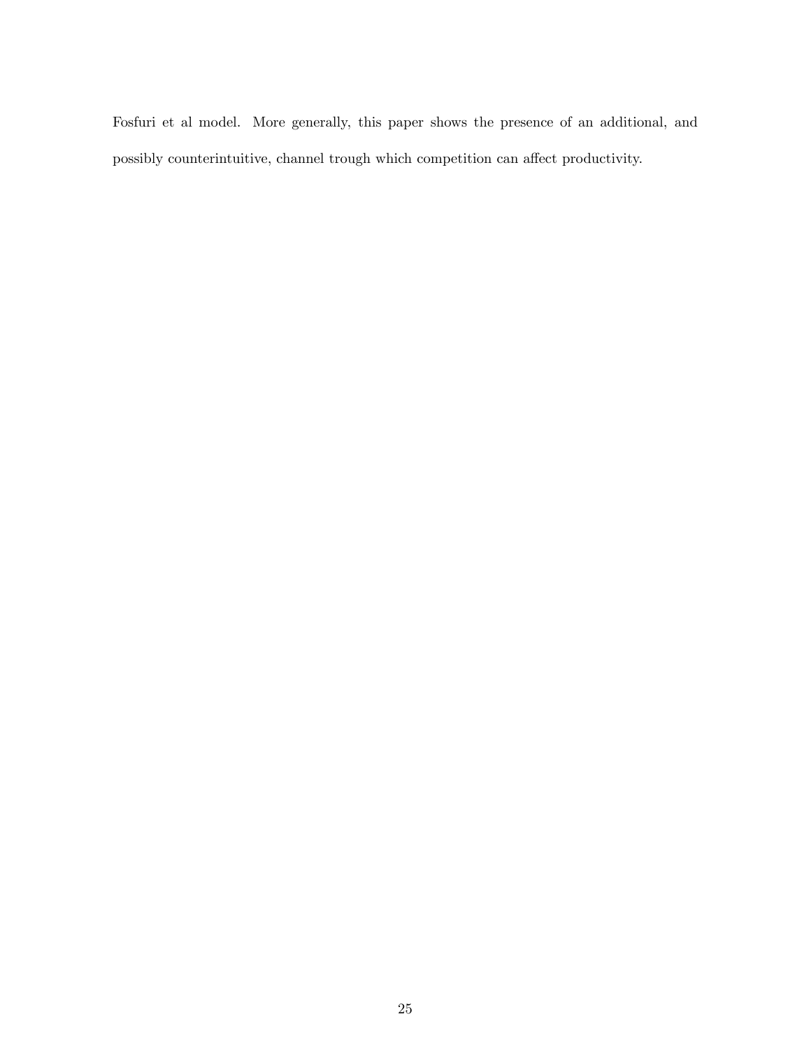Fosfuri et al model. More generally, this paper shows the presence of an additional, and possibly counterintuitive, channel trough which competition can affect productivity.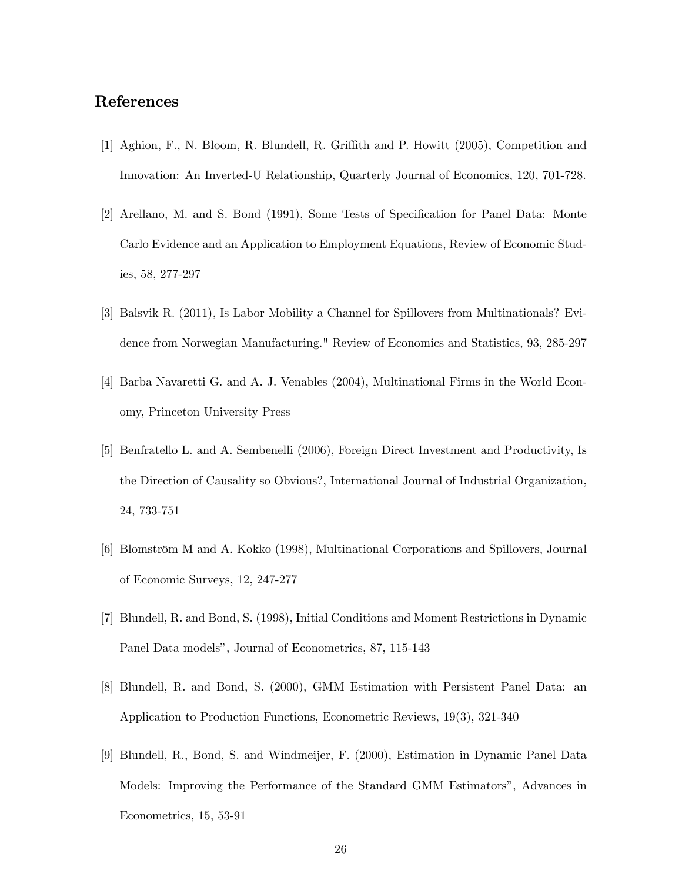## References

[1] Aghion, F., N. Bloom, R. Blundell, R. Griffith and P. Howitt (2005), Competition and Innovation: An Inverted-U Relationship, Quarterly Journal of Economics, 120, 701-728.

[2] Arellano, M. and S. Bond (1991), Some Tests of Specification for Panel Data: Monte Carlo Evidence and an Application to Employment Equations, Review of Economic Studies, 58, 277-297

[3] Balsvik R. (2011), Is Labor Mobility a Channel for Spillovers from Multinationals? Evidence from Norwegian Manufacturing." Review of Economics and Statistics, 93, 285-297

[4] Barba Navaretti G. and A. J. Venables (2004), Multinational Firms in the World Economy, Princeton University Press

[5] Benfratello L. and A. Sembenelli (2006), Foreign Direct Investment and Productivity, Is the Direction of Causality so Obvious?, International Journal of Industrial Organization, 24, 733-751

[6] Blomström M and A. Kokko (1998), Multinational Corporations and Spillovers, Journal of Economic Surveys, 12, 247-277

[7] Blundell, R. and Bond, S. (1998), Initial Conditions and Moment Restrictions in Dynamic Panel Data models", Journal of Econometrics, 87, 115-143

[8] Blundell, R. and Bond, S. (2000), GMM Estimation with Persistent Panel Data: an Application to Production Functions, Econometric Reviews, 19(3), 321-340

[9] Blundell, R., Bond, S. and Windmeijer, F. (2000), Estimation in Dynamic Panel Data Models: Improving the Performance of the Standard GMM Estimators", Advances in Econometrics, 15, 53-91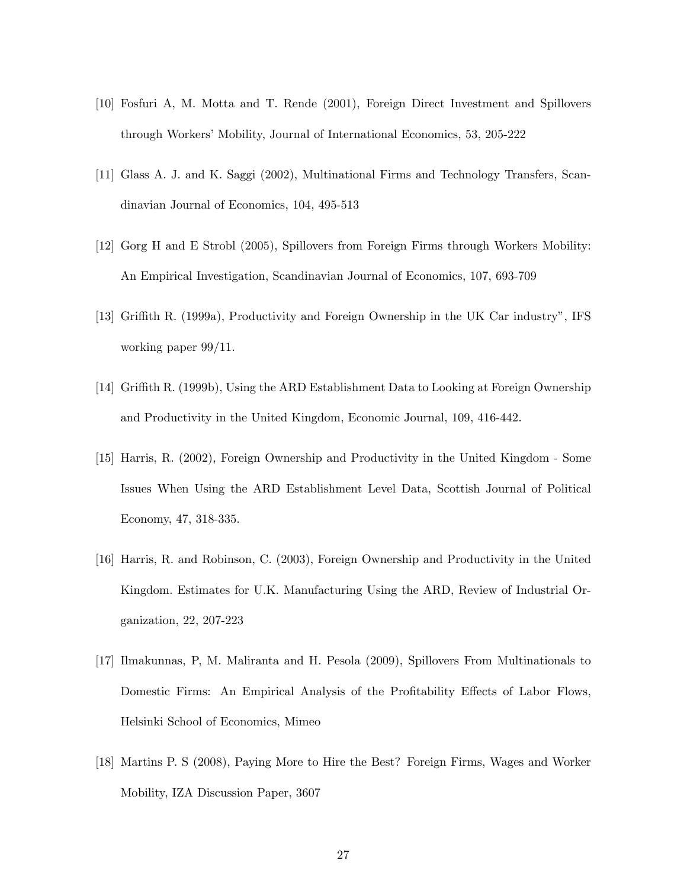[10] Fosfuri A, M. Motta and T. Rende (2001), Foreign Direct Investment and Spillovers through Workers' Mobility, Journal of International Economics, 53, 205-222

[11] Glass A. J. and K. Saggi (2002), Multinational Firms and Technology Transfers, Scandinavian Journal of Economics, 104, 495-513

[12] Gorg H and E Strobl (2005), Spillovers from Foreign Firms through Workers Mobility: An Empirical Investigation, Scandinavian Journal of Economics, 107, 693-709

[13] Griffith R. (1999a), Productivity and Foreign Ownership in the UK Car industry", IFS working paper 99/11.

[14] Griffith R. (1999b), Using the ARD Establishment Data to Looking at Foreign Ownership and Productivity in the United Kingdom, Economic Journal, 109, 416-442.

[15] Harris, R. (2002), Foreign Ownership and Productivity in the United Kingdom - Some Issues When Using the ARD Establishment Level Data, Scottish Journal of Political Economy, 47, 318-335.

[16] Harris, R. and Robinson, C. (2003), Foreign Ownership and Productivity in the United Kingdom. Estimates for U.K. Manufacturing Using the ARD, Review of Industrial Organization, 22, 207-223

[17] Ilmakunnas, P, M. Maliranta and H. Pesola (2009), Spillovers From Multinationals to Domestic Firms: An Empirical Analysis of the Profitability Effects of Labor Flows, Helsinki School of Economics, Mimeo

[18] Martins P. S (2008), Paying More to Hire the Best? Foreign Firms, Wages and Worker Mobility, IZA Discussion Paper, 3607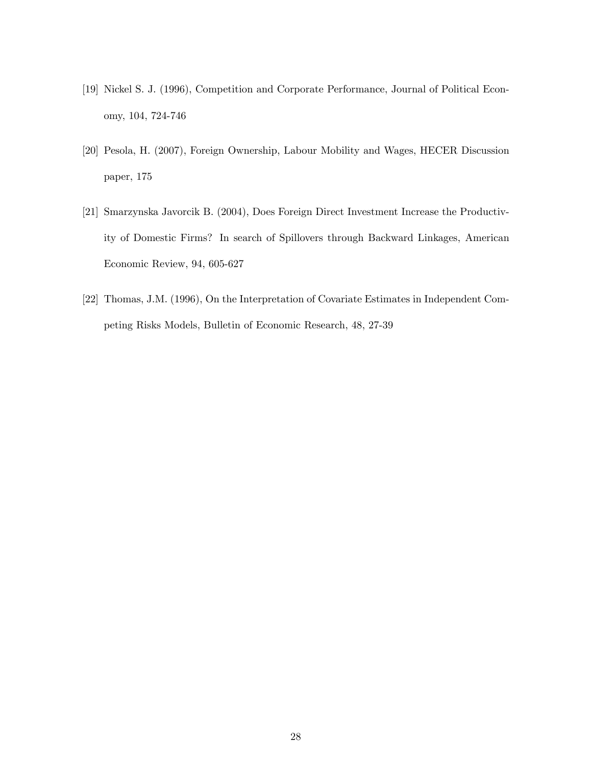[19] Nickel S. J. (1996), Competition and Corporate Performance, Journal of Political Economy, 104, 724-746

[20] Pesola, H. (2007), Foreign Ownership, Labour Mobility and Wages, HECER Discussion paper, 175

[21] Smarzynska Javorcik B. (2004), Does Foreign Direct Investment Increase the Productivity of Domestic Firms? In search of Spillovers through Backward Linkages, American Economic Review, 94, 605-627

[22] Thomas, J.M. (1996), On the Interpretation of Covariate Estimates in Independent Competing Risks Models, Bulletin of Economic Research, 48, 27-39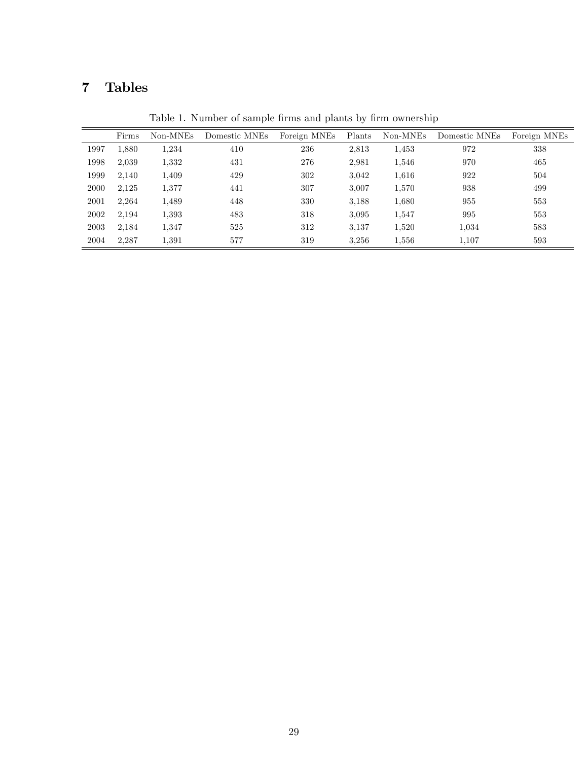# 7 Tables

Table 1. Number of sample firms and plants by firm ownership

| | Firms | Non-MNEs | Domestic MNEs | Foreign MNEs | Plants | Non-MNEs | Domestic MNEs | Foreign MNEs |
|---|---|---|---|---|---|---|---|---|
| 1997 | 1,880 | 1,234 | 410 | 236 | 2,813 | 1,453 | 972 | 338 |
| 1998 | 2,039 | 1,332 | 431 | 276 | 2,981 | 1,546 | 970 | 465 |
| 1999 | 2,140 | 1,409 | 429 | 302 | 3,042 | 1,616 | 922 | 504 |
| 2000 | 2,125 | 1,377 | 441 | 307 | 3,007 | 1,570 | 938 | 499 |
| 2001 | 2,264 | 1,489 | 448 | 330 | 3,188 | 1,680 | 955 | 553 |
| 2002 | 2,194 | 1,393 | 483 | 318 | 3,095 | 1,547 | 995 | 553 |
| 2003 | 2,184 | 1,347 | 525 | 312 | 3,137 | 1,520 | 1,034 | 583 |
| 2004 | 2,287 | 1,391 | 577 | 319 | 3,256 | 1,556 | 1,107 | 593 |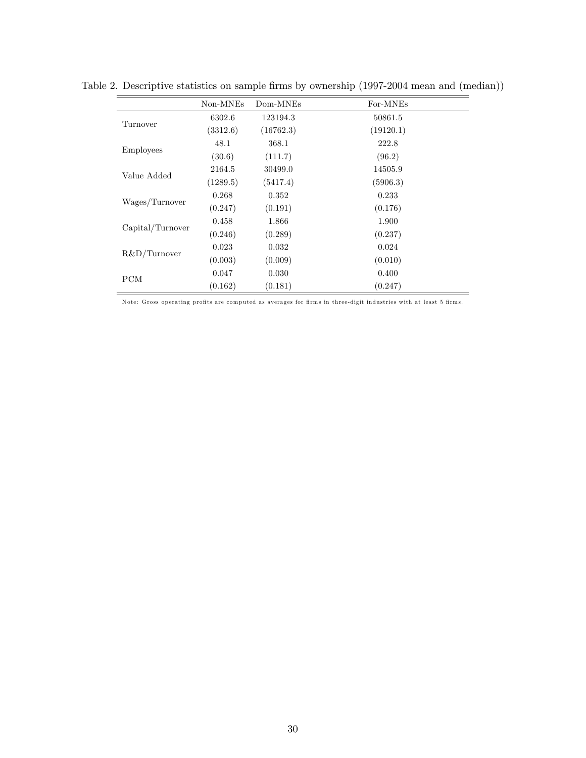Table 2. Descriptive statistics on sample firms by ownership (1997-2004 mean and (median))

| | Non-MNEs | Dom-MNEs | For-MNEs |
|---|---|---|---|
| Turnover | 6302.6 | 123194.3 | 50861.5 |
| | (3312.6) | (16762.3) | (19120.1) |
| Employees | 48.1 | 368.1 | 222.8 |
| | (30.6) | (111.7) | (96.2) |
| Value Added | 2164.5 | 30499.0 | 14505.9 |
| | (1289.5) | (5417.4) | (5906.3) |
| Wages/Turnover | 0.268 | 0.352 | 0.233 |
| | (0.247) | (0.191) | (0.176) |
| Capital/Turnover | 0.458 | 1.866 | 1.900 |
| | (0.246) | (0.289) | (0.237) |
| R&D/Turnover | 0.023 | 0.032 | 0.024 |
| | (0.003) | (0.009) | (0.010) |
| PCM | 0.047 | 0.030 | 0.400 |
| | (0.162) | (0.181) | (0.247) |

Note: Gross operating profits are computed as averages for firms in three-digit industries with at least 5 firms.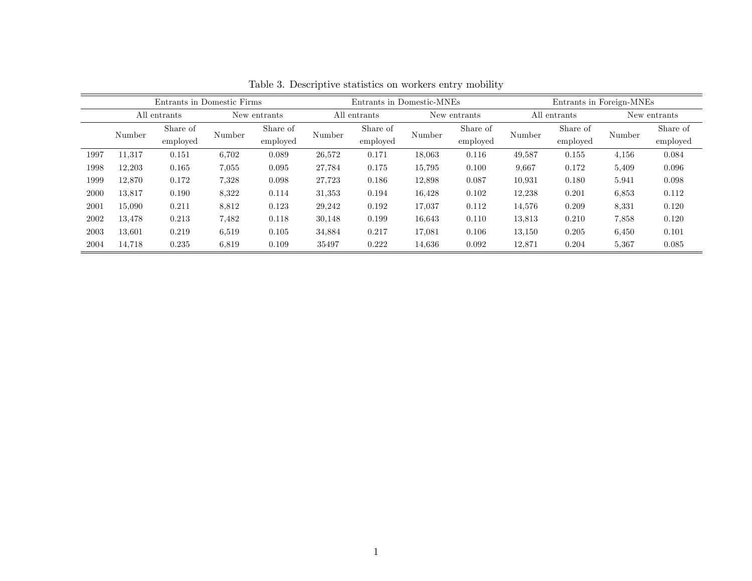Table 3. Descriptive statistics on workers entry mobility

| | Entrants in Domestic Firms | | | | Entrants in Domestic-MNEs | | | | Entrants in Foreign-MNEs | | | |
|---|---|---|---|---|---|---|---|---|---|---|---|---|
| | All entrants | | New entrants | | All entrants | | New entrants | | All entrants | | New entrants | |
| | Number | Share of employed | Number | Share of employed | Number | Share of employed | Number | Share of employed | Number | Share of employed | Number | Share of employed |
| 1997 | 11,317 | 0.151 | 6,702 | 0.089 | 26,572 | 0.171 | 18,063 | 0.116 | 49,587 | 0.155 | 4,156 | 0.084 |
| 1998 | 12,203 | 0.165 | 7,055 | 0.095 | 27,784 | 0.175 | 15,795 | 0.100 | 9,667 | 0.172 | 5,409 | 0.096 |
| 1999 | 12,870 | 0.172 | 7,328 | 0.098 | 27,723 | 0.186 | 12,898 | 0.087 | 10,931 | 0.180 | 5.941 | 0.098 |
| 2000 | 13,817 | 0.190 | 8,322 | 0.114 | 31,353 | 0.194 | 16,428 | 0.102 | 12,238 | 0.201 | 6,853 | 0.112 |
| 2001 | 15,090 | 0.211 | 8,812 | 0.123 | 29,242 | 0.192 | 17,037 | 0.112 | 14,576 | 0.209 | 8,331 | 0.120 |
| 2002 | 13,478 | 0.213 | 7,482 | 0.118 | 30,148 | 0.199 | 16,643 | 0.110 | 13,813 | 0.210 | 7,858 | 0.120 |
| 2003 | 13,601 | 0.219 | 6,519 | 0.105 | 34,884 | 0.217 | 17,081 | 0.106 | 13,150 | 0.205 | 6,450 | 0.101 |
| 2004 | 14,718 | 0.235 | 6,819 | 0.109 | 35497 | 0.222 | 14,636 | 0.092 | 12,871 | 0.204 | 5,367 | 0.085 |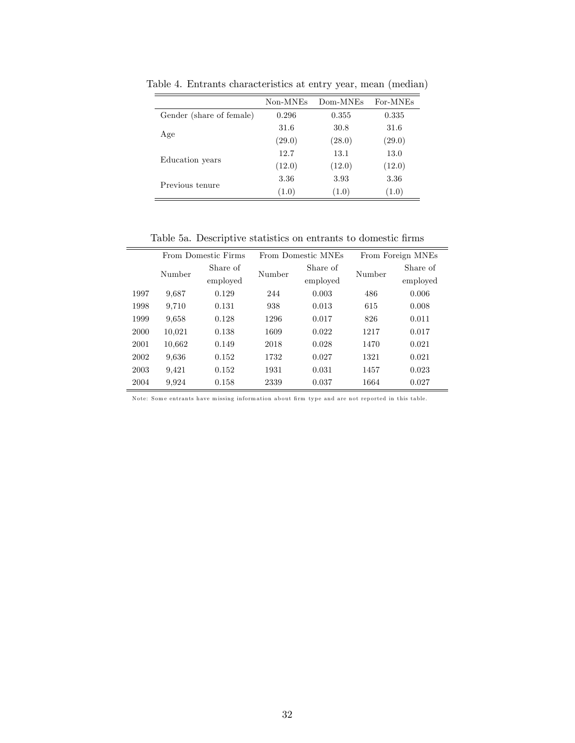Table 4. Entrants characteristics at entry year, mean (median)

| | Non-MNEs | Dom-MNEs | For-MNEs |
|---|---|---|---|
| Gender (share of female) | 0.296 | 0.355 | 0.335 |
| Age | 31.6 | 30.8 | 31.6 |
| | (29.0) | (28.0) | (29.0) |
| Education years | 12.7 | 13.1 | 13.0 |
| | (12.0) | (12.0) | (12.0) |
| Previous tenure | 3.36 | 3.93 | 3.36 |
| | (1.0) | (1.0) | (1.0) |

Table 5a. Descriptive statistics on entrants to domestic firms

| | From Domestic Firms | | From Domestic MNEs | | From Foreign MNEs | |
|---|---|---|---|---|---|---|
| | Number | Share of employed | Number | Share of employed | Number | Share of employed |
| 1997 | 9,687 | 0.129 | 244 | 0.003 | 486 | 0.006 |
| 1998 | 9,710 | 0.131 | 938 | 0.013 | 615 | 0.008 |
| 1999 | 9,658 | 0.128 | 1296 | 0.017 | 826 | 0.011 |
| 2000 | 10,021 | 0.138 | 1609 | 0.022 | 1217 | 0.017 |
| 2001 | 10,662 | 0.149 | 2018 | 0.028 | 1470 | 0.021 |
| 2002 | 9,636 | 0.152 | 1732 | 0.027 | 1321 | 0.021 |
| 2003 | 9,421 | 0.152 | 1931 | 0.031 | 1457 | 0.023 |
| 2004 | 9,924 | 0.158 | 2339 | 0.037 | 1664 | 0.027 |

Note: Some entrants have missing information about firm type and are not reported in this table.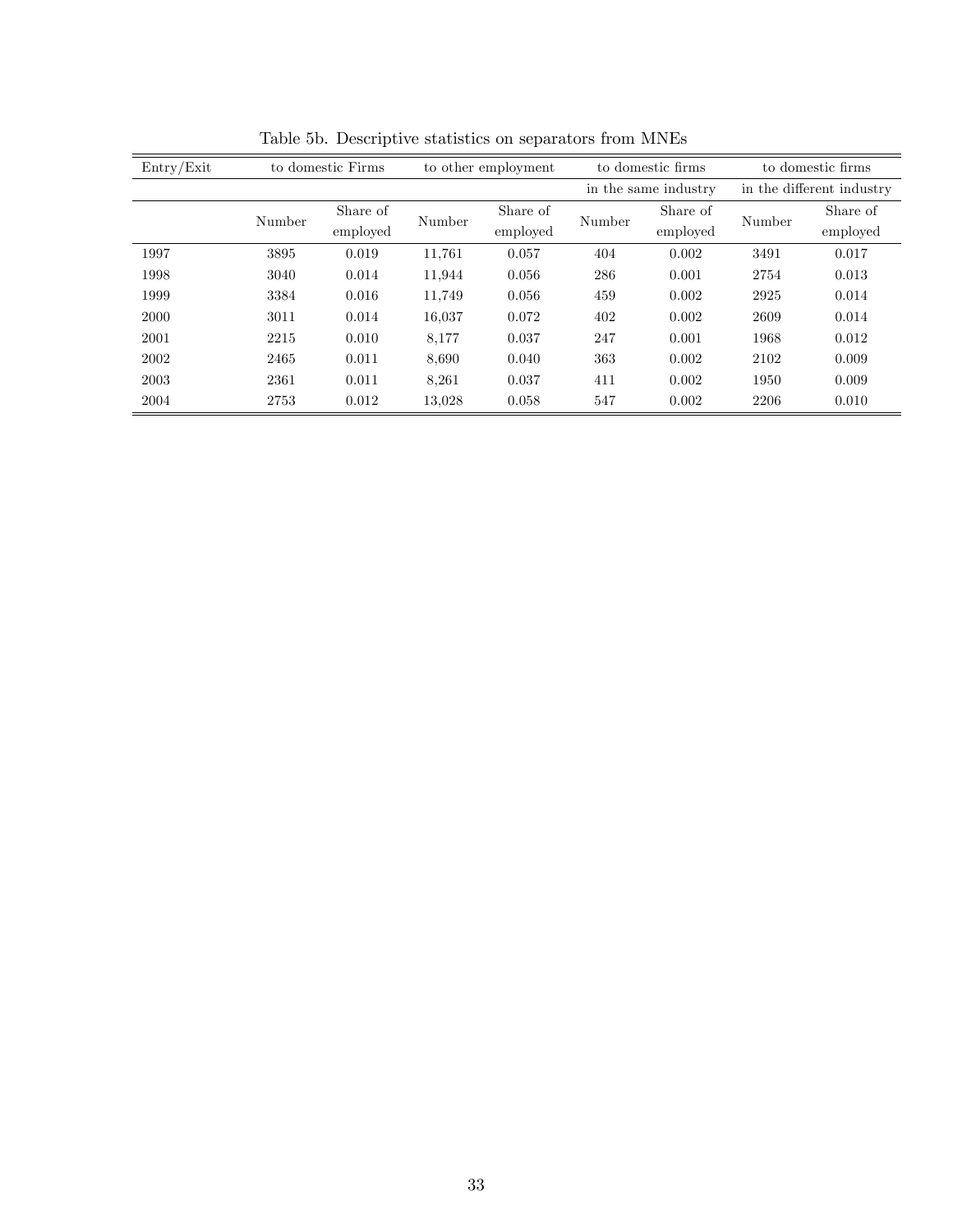Table 5b. Descriptive statistics on separators from MNEs

| Entry/Exit | to domestic Firms | | to other employment | | to domestic firms in the same industry | | to domestic firms in the different industry | |
|---|---|---|---|---|---|---|---|---|
| | Number | Share of employed | Number | Share of employed | Number | Share of employed | Number | Share of employed |
| 1997 | 3895 | 0.019 | 11,761 | 0.057 | 404 | 0.002 | 3491 | 0.017 |
| 1998 | 3040 | 0.014 | 11,944 | 0.056 | 286 | 0.001 | 2754 | 0.013 |
| 1999 | 3384 | 0.016 | 11,749 | 0.056 | 459 | 0.002 | 2925 | 0.014 |
| 2000 | 3011 | 0.014 | 16,037 | 0.072 | 402 | 0.002 | 2609 | 0.014 |
| 2001 | 2215 | 0.010 | 8,177 | 0.037 | 247 | 0.001 | 1968 | 0.012 |
| 2002 | 2465 | 0.011 | 8,690 | 0.040 | 363 | 0.002 | 2102 | 0.009 |
| 2003 | 2361 | 0.011 | 8,261 | 0.037 | 411 | 0.002 | 1950 | 0.009 |
| 2004 | 2753 | 0.012 | 13,028 | 0.058 | 547 | 0.002 | 2206 | 0.010 |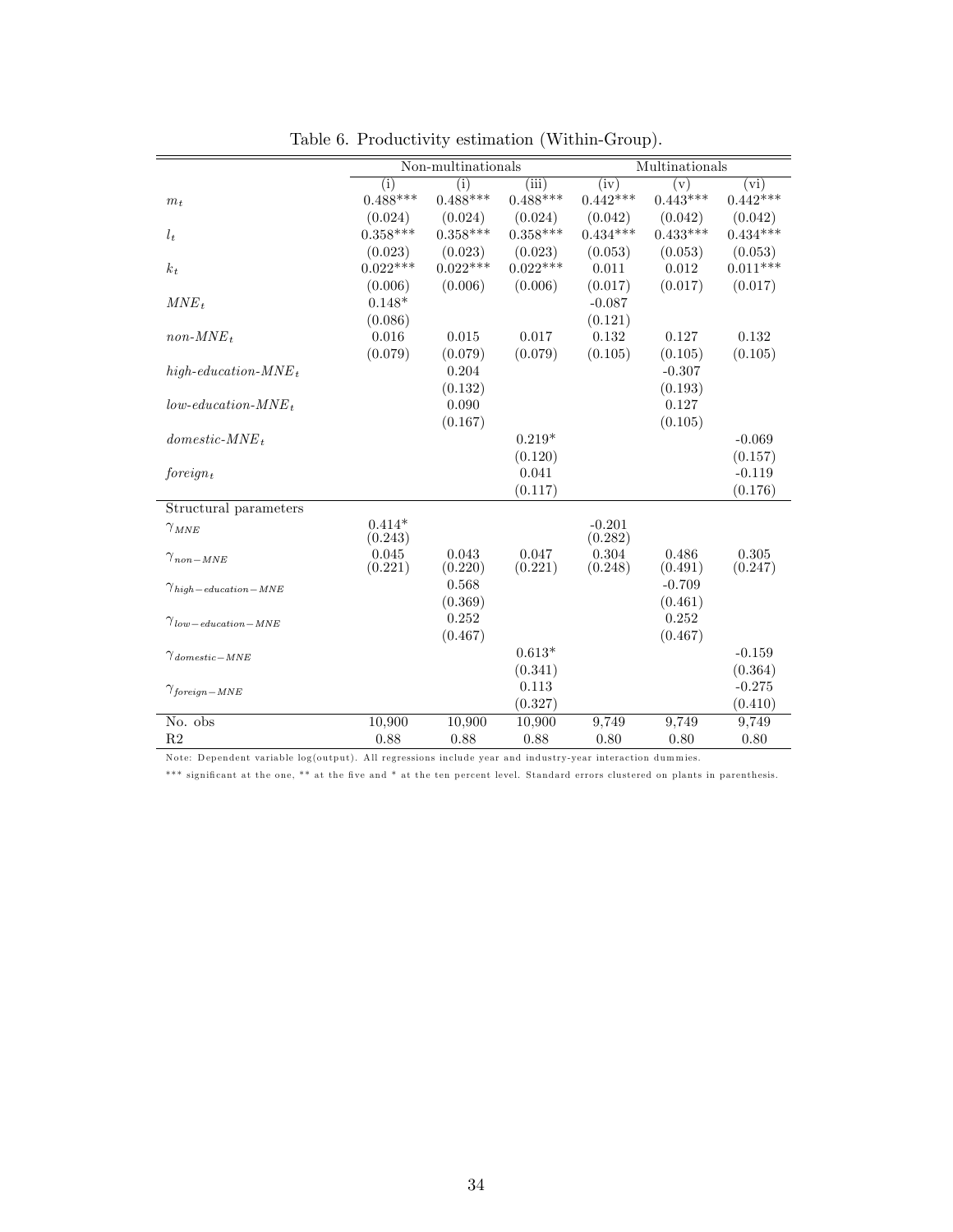Table 6. Productivity estimation (Within-Group).

| | Non-multinationals | | | Multinationals | | |
|---|---|---|---|---|---|---|
| | (i) | (i) | (iii) | (iv) | (v) | (vi) |
| $m_t$ | 0.488*** | 0.488*** | 0.488*** | 0.442*** | 0.443*** | 0.442*** |
| | (0.024) | (0.024) | (0.024) | (0.042) | (0.042) | (0.042) |
| $l_t$ | 0.358*** | 0.358*** | 0.358*** | 0.434*** | 0.433*** | 0.434*** |
| | (0.023) | (0.023) | (0.023) | (0.053) | (0.053) | (0.053) |
| $k_t$ | 0.022*** | 0.022*** | 0.022*** | 0.011 | 0.012 | 0.011*** |
| | (0.006) | (0.006) | (0.006) | (0.017) | (0.017) | (0.017) |
| $MNE_t$ | 0.148* | | | -0.087 | | |
| | (0.086) | | | (0.121) | | |
| $non\text{-}MNE_t$ | 0.016 | 0.015 | 0.017 | 0.132 | 0.127 | 0.132 |
| | (0.079) | (0.079) | (0.079) | (0.105) | (0.105) | (0.105) |
| $high\text{-}education\text{-}MNE_t$ | | 0.204 | | | -0.307 | |
| | | (0.132) | | | (0.193) | |
| $low\text{-}education\text{-}MNE_t$ | | 0.090 | | | 0.127 | |
| | | (0.167) | | | (0.105) | |
| $domestic\text{-}MNE_t$ | | | 0.219* | | | -0.069 |
| | | | (0.120) | | | (0.157) |
| $foreign_t$ | | | 0.041 | | | -0.119 |
| | | | (0.117) | | | (0.176) |
| Structural parameters | | | | | | |
| $\gamma_{MNE}$ | 0.414* | | | -0.201 | | |
| | (0.243) | | | (0.282) | | |
| $\gamma_{non-MNE}$ | 0.045 | 0.043 | 0.047 | 0.304 | 0.486 | 0.305 |
| | (0.221) | (0.220) | (0.221) | (0.248) | (0.491) | (0.247) |
| $\gamma_{high-education-MNE}$ | | 0.568 | | | -0.709 | |
| | | (0.369) | | | (0.461) | |
| $\gamma_{low-education-MNE}$ | | 0.252 | | | 0.252 | |
| | | (0.467) | | | (0.467) | |
| $\gamma_{domestic-MNE}$ | | | 0.613* | | | -0.159 |
| | | | (0.341) | | | (0.364) |
| $\gamma_{foreign-MNE}$ | | | 0.113 | | | -0.275 |
| | | | (0.327) | | | (0.410) |
| No. obs | 10,900 | 10,900 | 10,900 | 9,749 | 9,749 | 9,749 |
| R2 | 0.88 | 0.88 | 0.88 | 0.80 | 0.80 | 0.80 |

Note: Dependent variable log(output). All regressions include year and industry-year interaction dummies.

*** significant at the one, ** at the five and * at the ten percent level. Standard errors clustered on plants in parenthesis.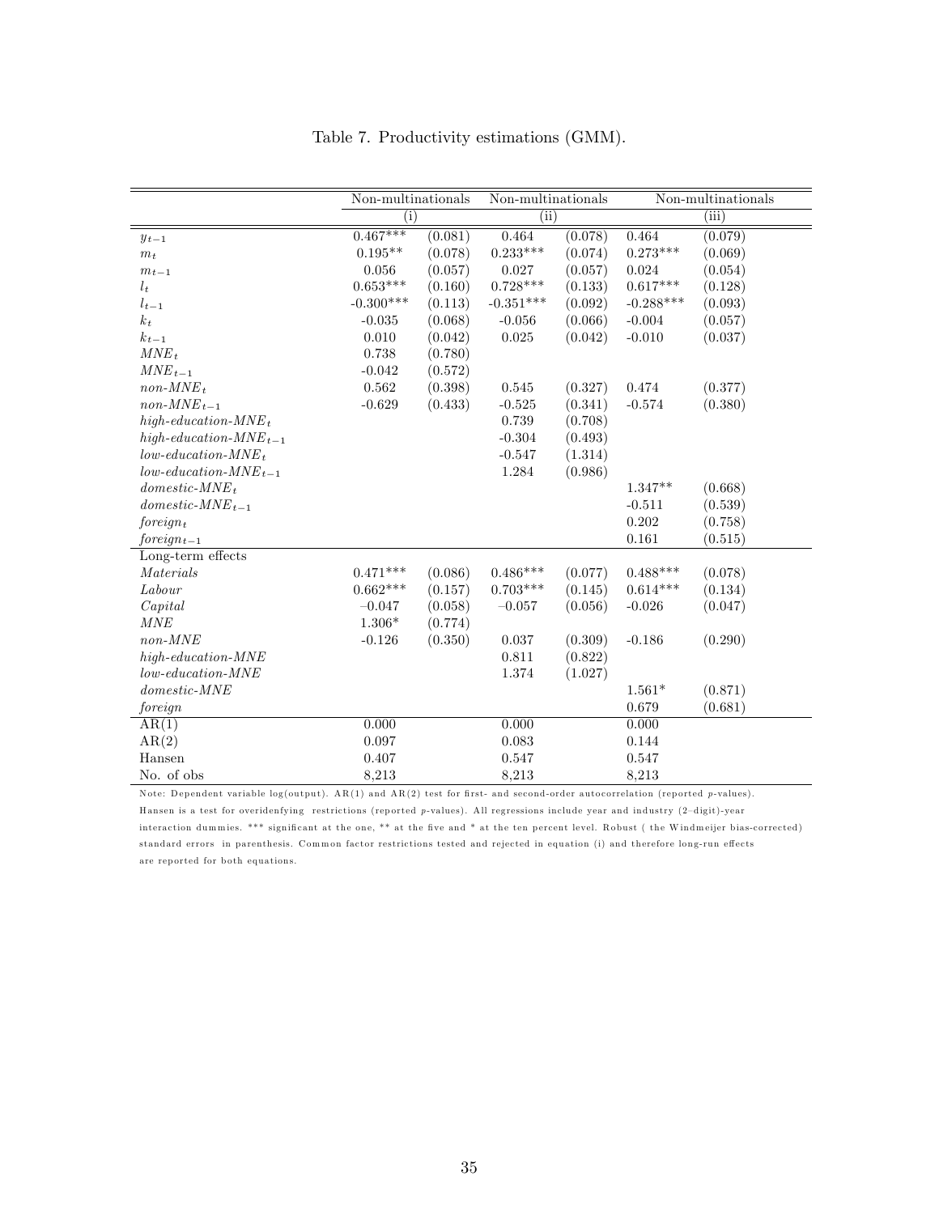Table 7. Productivity estimations (GMM).

| | Non-multinationals | | Non-multinationals | | Non-multinationals | |
|---|---|---|---|---|---|---|
| | (i) | | (ii) | | (iii) | |
| $y_{t-1}$ | 0.467*** | (0.081) | 0.464 | (0.078) | 0.464 | (0.079) |
| $m_t$ | 0.195** | (0.078) | 0.233*** | (0.074) | 0.273*** | (0.069) |
| $m_{t-1}$ | 0.056 | (0.057) | 0.027 | (0.057) | 0.024 | (0.054) |
| $l_t$ | 0.653*** | (0.160) | 0.728*** | (0.133) | 0.617*** | (0.128) |
| $l_{t-1}$ | -0.300*** | (0.113) | -0.351*** | (0.092) | -0.288*** | (0.093) |
| $k_t$ | -0.035 | (0.068) | -0.056 | (0.066) | -0.004 | (0.057) |
| $k_{t-1}$ | 0.010 | (0.042) | 0.025 | (0.042) | -0.010 | (0.037) |
| $MNE_t$ | 0.738 | (0.780) | | | | |
| $MNE_{t-1}$ | -0.042 | (0.572) | | | | |
| $non\text{-}MNE_t$ | 0.562 | (0.398) | 0.545 | (0.327) | 0.474 | (0.377) |
| $non\text{-}MNE_{t-1}$ | -0.629 | (0.433) | -0.525 | (0.341) | -0.574 | (0.380) |
| $high\text{-}education\text{-}MNE_t$ | | | 0.739 | (0.708) | | |
| $high\text{-}education\text{-}MNE_{t-1}$ | | | -0.304 | (0.493) | | |
| $low\text{-}education\text{-}MNE_t$ | | | -0.547 | (1.314) | | |
| $low\text{-}education\text{-}MNE_{t-1}$ | | | 1.284 | (0.986) | | |
| $domestic\text{-}MNE_t$ | | | | | 1.347** | (0.668) |
| $domestic\text{-}MNE_{t-1}$ | | | | | -0.511 | (0.539) |
| $foreign_t$ | | | | | 0.202 | (0.758) |
| $foreign_{t-1}$ | | | | | 0.161 | (0.515) |
| Long-term effects | | | | | | |
| *Materials* | 0.471*** | (0.086) | 0.486*** | (0.077) | 0.488*** | (0.078) |
| *Labour* | 0.662*** | (0.157) | 0.703*** | (0.145) | 0.614*** | (0.134) |
| *Capital* | −0.047 | (0.058) | −0.057 | (0.056) | -0.026 | (0.047) |
| *MNE* | 1.306* | (0.774) | | | | |
| *non-MNE* | -0.126 | (0.350) | 0.037 | (0.309) | -0.186 | (0.290) |
| *high-education-MNE* | | | 0.811 | (0.822) | | |
| *low-education-MNE* | | | 1.374 | (1.027) | | |
| *domestic-MNE* | | | | | 1.561* | (0.871) |
| *foreign* | | | | | 0.679 | (0.681) |
| AR(1) | 0.000 | | 0.000 | | 0.000 | |
| AR(2) | 0.097 | | 0.083 | | 0.144 | |
| Hansen | 0.407 | | 0.547 | | 0.547 | |
| No. of obs | 8,213 | | 8,213 | | 8,213 | |

Note: Dependent variable log(output). AR(1) and AR(2) test for first- and second-order autocorrelation (reported $p$-values). Hansen is a test for overidenfying restrictions (reported $p$-values). All regressions include year and industry (2–digit)-year interaction dummies. *** significant at the one, ** at the five and * at the ten percent level. Robust ( the Windmeijer bias-corrected) standard errors in parenthesis. Common factor restrictions tested and rejected in equation (i) and therefore long-run effects are reported for both equations.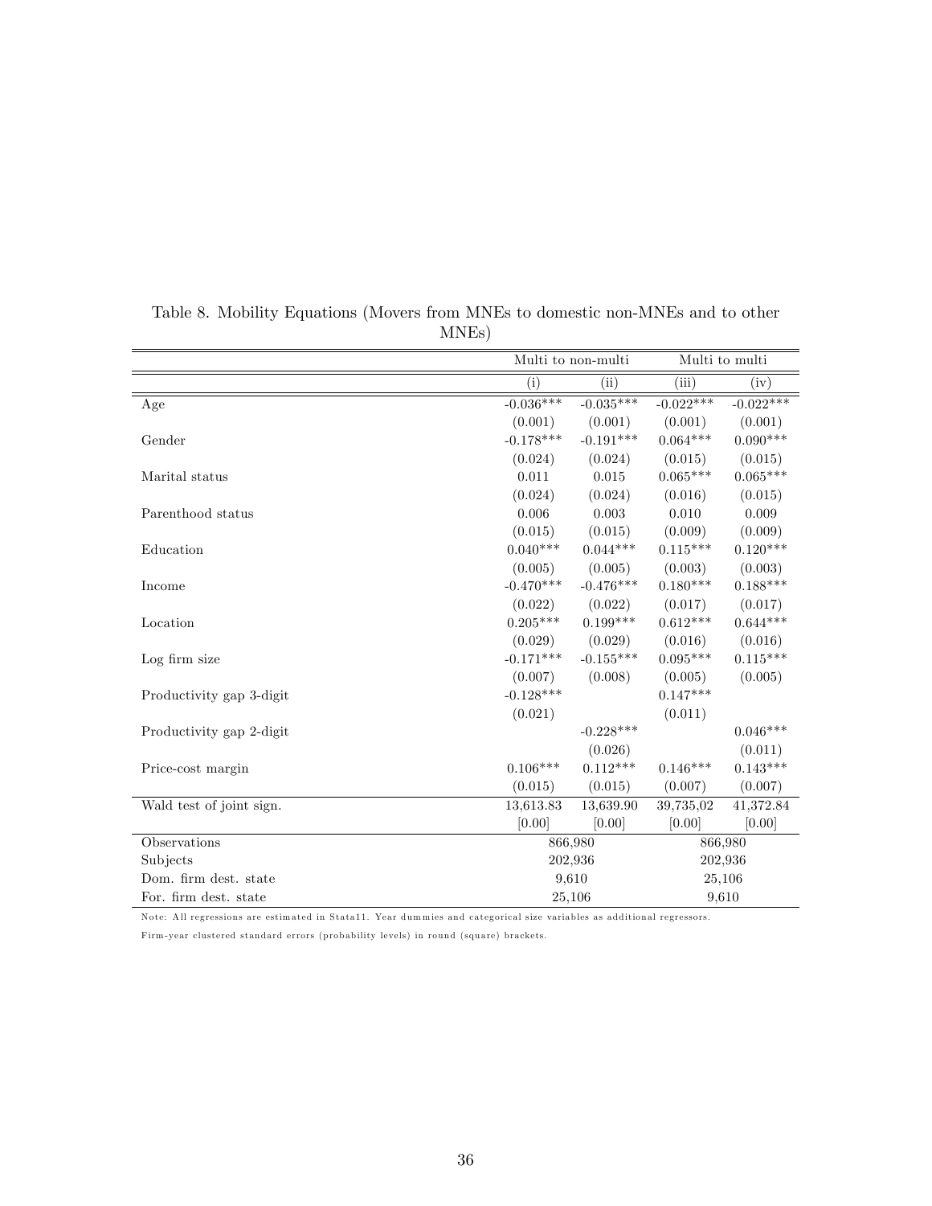Table 8. Mobility Equations (Movers from MNEs to domestic non-MNEs and to other MNEs)

| | Multi to non-multi | | Multi to multi | |
|---|---|---|---|---|
| | (i) | (ii) | (iii) | (iv) |
| Age | -0.036*** | -0.035*** | -0.022*** | -0.022*** |
| | (0.001) | (0.001) | (0.001) | (0.001) |
| Gender | -0.178*** | -0.191*** | 0.064*** | 0.090*** |
| | (0.024) | (0.024) | (0.015) | (0.015) |
| Marital status | 0.011 | 0.015 | 0.065*** | 0.065*** |
| | (0.024) | (0.024) | (0.016) | (0.015) |
| Parenthood status | 0.006 | 0.003 | 0.010 | 0.009 |
| | (0.015) | (0.015) | (0.009) | (0.009) |
| Education | 0.040*** | 0.044*** | 0.115*** | 0.120*** |
| | (0.005) | (0.005) | (0.003) | (0.003) |
| Income | -0.470*** | -0.476*** | 0.180*** | 0.188*** |
| | (0.022) | (0.022) | (0.017) | (0.017) |
| Location | 0.205*** | 0.199*** | 0.612*** | 0.644*** |
| | (0.029) | (0.029) | (0.016) | (0.016) |
| Log firm size | -0.171*** | -0.155*** | 0.095*** | 0.115*** |
| | (0.007) | (0.008) | (0.005) | (0.005) |
| Productivity gap 3-digit | -0.128*** | | 0.147*** | |
| | (0.021) | | (0.011) | |
| Productivity gap 2-digit | | -0.228*** | | 0.046*** |
| | | (0.026) | | (0.011) |
| Price-cost margin | 0.106*** | 0.112*** | 0.146*** | 0.143*** |
| | (0.015) | (0.015) | (0.007) | (0.007) |
| Wald test of joint sign. | 13,613.83 | 13,639.90 | 39,735,02 | 41,372.84 |
| | [0.00] | [0.00] | [0.00] | [0.00] |
| Observations | 866,980 | | 866,980 | |
| Subjects | 202,936 | | 202,936 | |
| Dom. firm dest. state | 9,610 | | 25,106 | |
| For. firm dest. state | 25,106 | | 9,610 | |

Note: All regressions are estimated in Stata11. Year dummies and categorical size variables as additional regressors.

Firm-year clustered standard errors (probability levels) in round (square) brackets.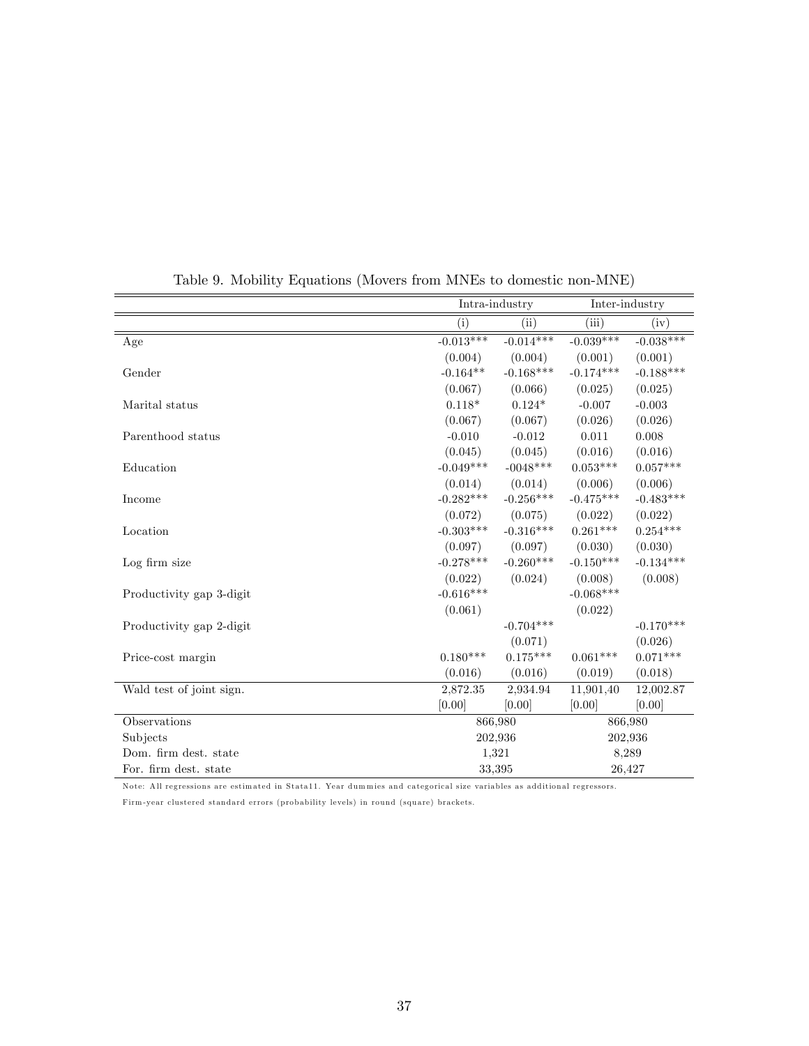Table 9. Mobility Equations (Movers from MNEs to domestic non-MNE)

| | Intra-industry | | Inter-industry | |
|---|---|---|---|---|
| | (i) | (ii) | (iii) | (iv) |
| Age | -0.013*** | -0.014*** | -0.039*** | -0.038*** |
| | (0.004) | (0.004) | (0.001) | (0.001) |
| Gender | -0.164** | -0.168*** | -0.174*** | -0.188*** |
| | (0.067) | (0.066) | (0.025) | (0.025) |
| Marital status | 0.118* | 0.124* | -0.007 | -0.003 |
| | (0.067) | (0.067) | (0.026) | (0.026) |
| Parenthood status | -0.010 | -0.012 | 0.011 | 0.008 |
| | (0.045) | (0.045) | (0.016) | (0.016) |
| Education | -0.049*** | -0048*** | 0.053*** | 0.057*** |
| | (0.014) | (0.014) | (0.006) | (0.006) |
| Income | -0.282*** | -0.256*** | -0.475*** | -0.483*** |
| | (0.072) | (0.075) | (0.022) | (0.022) |
| Location | -0.303*** | -0.316*** | 0.261*** | 0.254*** |
| | (0.097) | (0.097) | (0.030) | (0.030) |
| Log firm size | -0.278*** | -0.260*** | -0.150*** | -0.134*** |
| | (0.022) | (0.024) | (0.008) | (0.008) |
| Productivity gap 3-digit | -0.616*** | | -0.068*** | |
| | (0.061) | | (0.022) | |
| Productivity gap 2-digit | | -0.704*** | | -0.170*** |
| | | (0.071) | | (0.026) |
| Price-cost margin | 0.180*** | 0.175*** | 0.061*** | 0.071*** |
| | (0.016) | (0.016) | (0.019) | (0.018) |
| Wald test of joint sign. | 2,872.35 | 2,934.94 | 11,901,40 | 12,002.87 |
| | [0.00] | [0.00] | [0.00] | [0.00] |
| Observations | 866,980 | | 866,980 | |
| Subjects | 202,936 | | 202,936 | |
| Dom. firm dest. state | 1,321 | | 8,289 | |
| For. firm dest. state | 33,395 | | 26,427 | |

Note: All regressions are estimated in Stata11. Year dummies and categorical size variables as additional regressors.

Firm-year clustered standard errors (probability levels) in round (square) brackets.